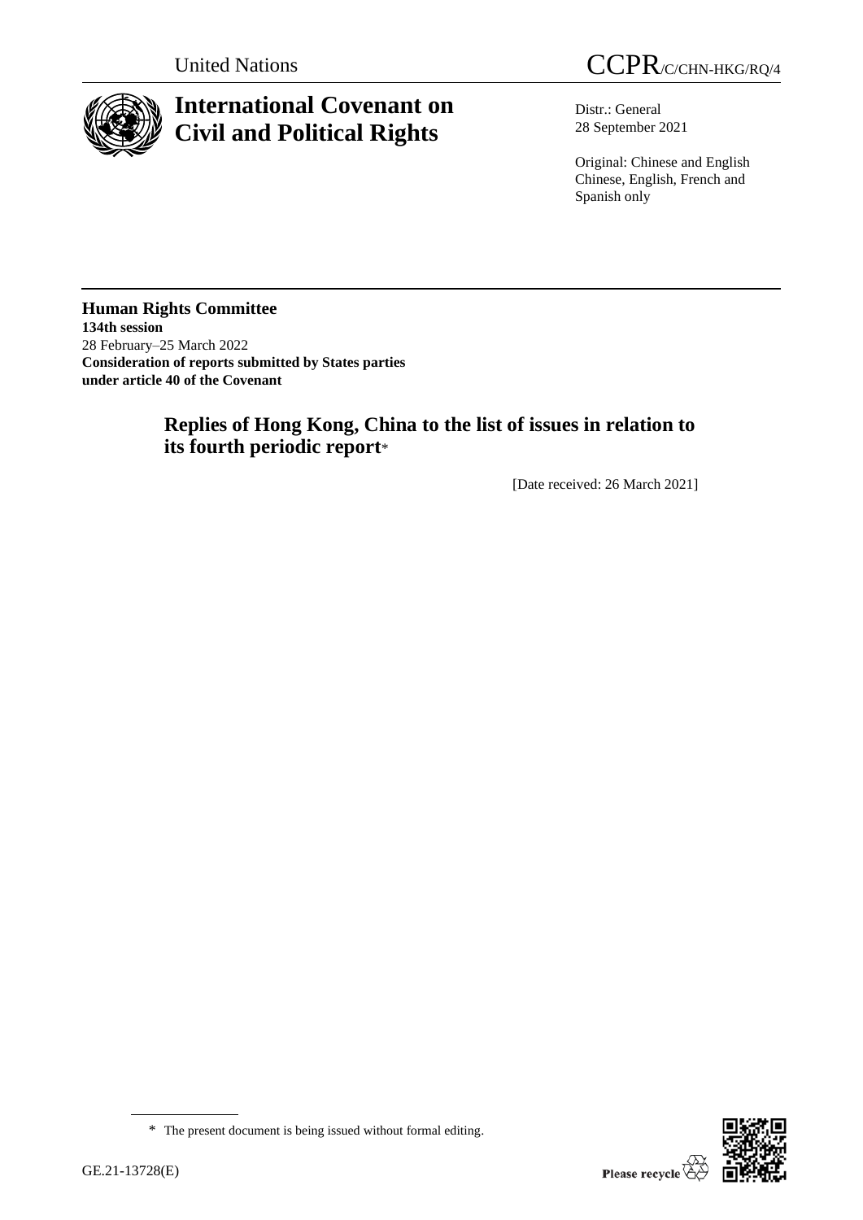United Nations CCPR/C/CHN-HKG/RQ/4

# International Covenant on Civil and Political Rights

Distr.: General
28 September 2021

Original: Chinese and English
Chinese, English, French and Spanish only

**Human Rights Committee**
**134th session**
28 February–25 March 2022
**Consideration of reports submitted by States parties under article 40 of the Covenant**

## Replies of Hong Kong, China to the list of issues in relation to its fourth periodic report*

[Date received: 26 March 2021]

\* The present document is being issued without formal editing.

GE.21-13728(E)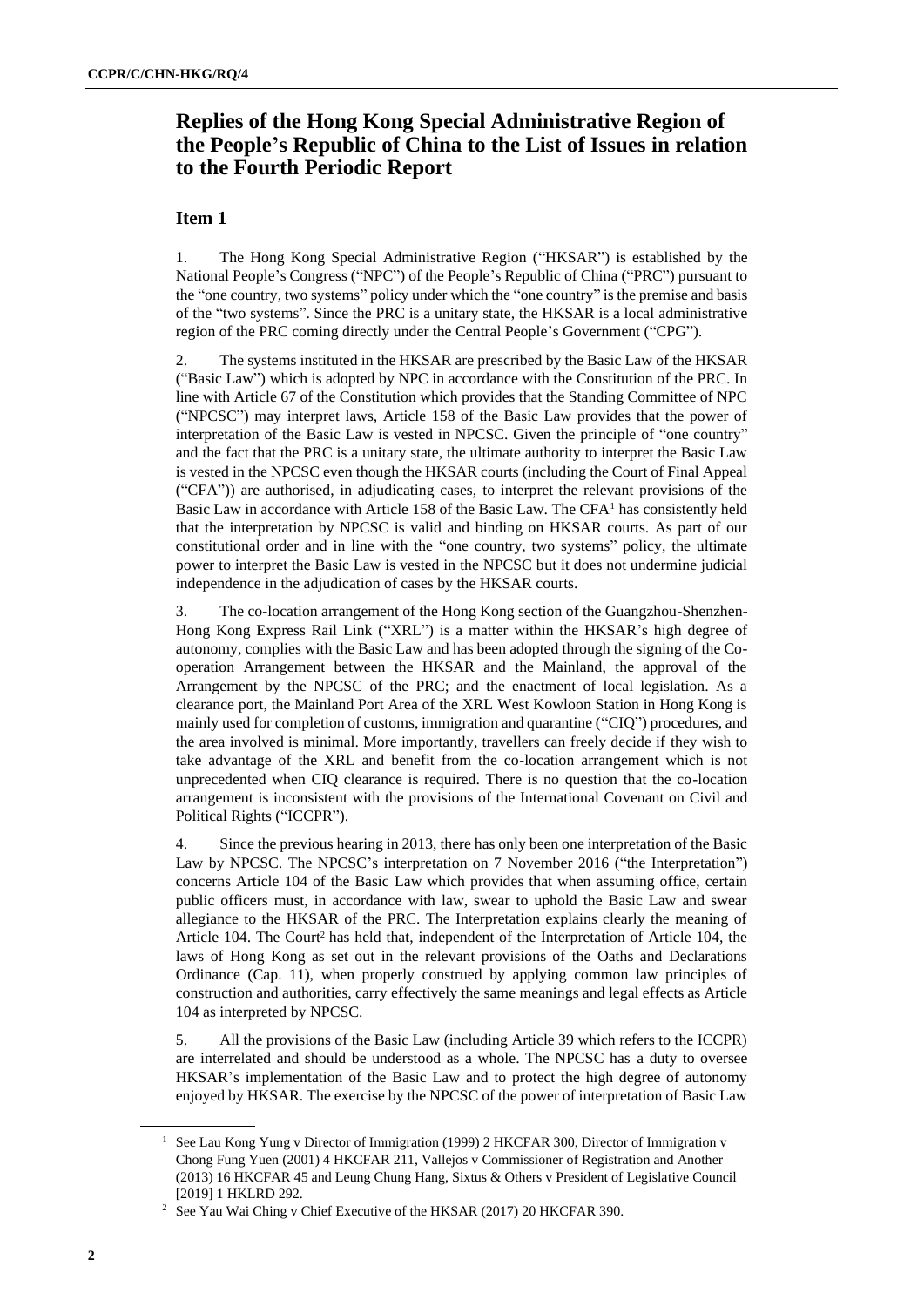# Replies of the Hong Kong Special Administrative Region of the People's Republic of China to the List of Issues in relation to the Fourth Periodic Report

## Item 1

1. The Hong Kong Special Administrative Region ("HKSAR") is established by the National People's Congress ("NPC") of the People's Republic of China ("PRC") pursuant to the "one country, two systems" policy under which the "one country" is the premise and basis of the "two systems". Since the PRC is a unitary state, the HKSAR is a local administrative region of the PRC coming directly under the Central People's Government ("CPG").

2. The systems instituted in the HKSAR are prescribed by the Basic Law of the HKSAR ("Basic Law") which is adopted by NPC in accordance with the Constitution of the PRC. In line with Article 67 of the Constitution which provides that the Standing Committee of NPC ("NPCSC") may interpret laws, Article 158 of the Basic Law provides that the power of interpretation of the Basic Law is vested in NPCSC. Given the principle of "one country" and the fact that the PRC is a unitary state, the ultimate authority to interpret the Basic Law is vested in the NPCSC even though the HKSAR courts (including the Court of Final Appeal ("CFA")) are authorised, in adjudicating cases, to interpret the relevant provisions of the Basic Law in accordance with Article 158 of the Basic Law. The CFA[1] has consistently held that the interpretation by NPCSC is valid and binding on HKSAR courts. As part of our constitutional order and in line with the "one country, two systems" policy, the ultimate power to interpret the Basic Law is vested in the NPCSC but it does not undermine judicial independence in the adjudication of cases by the HKSAR courts.

3. The co-location arrangement of the Hong Kong section of the Guangzhou-Shenzhen-Hong Kong Express Rail Link ("XRL") is a matter within the HKSAR's high degree of autonomy, complies with the Basic Law and has been adopted through the signing of the Co-operation Arrangement between the HKSAR and the Mainland, the approval of the Arrangement by the NPCSC of the PRC; and the enactment of local legislation. As a clearance port, the Mainland Port Area of the XRL West Kowloon Station in Hong Kong is mainly used for completion of customs, immigration and quarantine ("CIQ") procedures, and the area involved is minimal. More importantly, travellers can freely decide if they wish to take advantage of the XRL and benefit from the co-location arrangement which is not unprecedented when CIQ clearance is required. There is no question that the co-location arrangement is inconsistent with the provisions of the International Covenant on Civil and Political Rights ("ICCPR").

4. Since the previous hearing in 2013, there has only been one interpretation of the Basic Law by NPCSC. The NPCSC's interpretation on 7 November 2016 ("the Interpretation") concerns Article 104 of the Basic Law which provides that when assuming office, certain public officers must, in accordance with law, swear to uphold the Basic Law and swear allegiance to the HKSAR of the PRC. The Interpretation explains clearly the meaning of Article 104. The Court[2] has held that, independent of the Interpretation of Article 104, the laws of Hong Kong as set out in the relevant provisions of the Oaths and Declarations Ordinance (Cap. 11), when properly construed by applying common law principles of construction and authorities, carry effectively the same meanings and legal effects as Article 104 as interpreted by NPCSC.

5. All the provisions of the Basic Law (including Article 39 which refers to the ICCPR) are interrelated and should be understood as a whole. The NPCSC has a duty to oversee HKSAR's implementation of the Basic Law and to protect the high degree of autonomy enjoyed by HKSAR. The exercise by the NPCSC of the power of interpretation of Basic Law

[1] See Lau Kong Yung v Director of Immigration (1999) 2 HKCFAR 300, Director of Immigration v Chong Fung Yuen (2001) 4 HKCFAR 211, Vallejos v Commissioner of Registration and Another (2013) 16 HKCFAR 45 and Leung Chung Hang, Sixtus & Others v President of Legislative Council [2019] 1 HKLRD 292.

[2] See Yau Wai Ching v Chief Executive of the HKSAR (2017) 20 HKCFAR 390.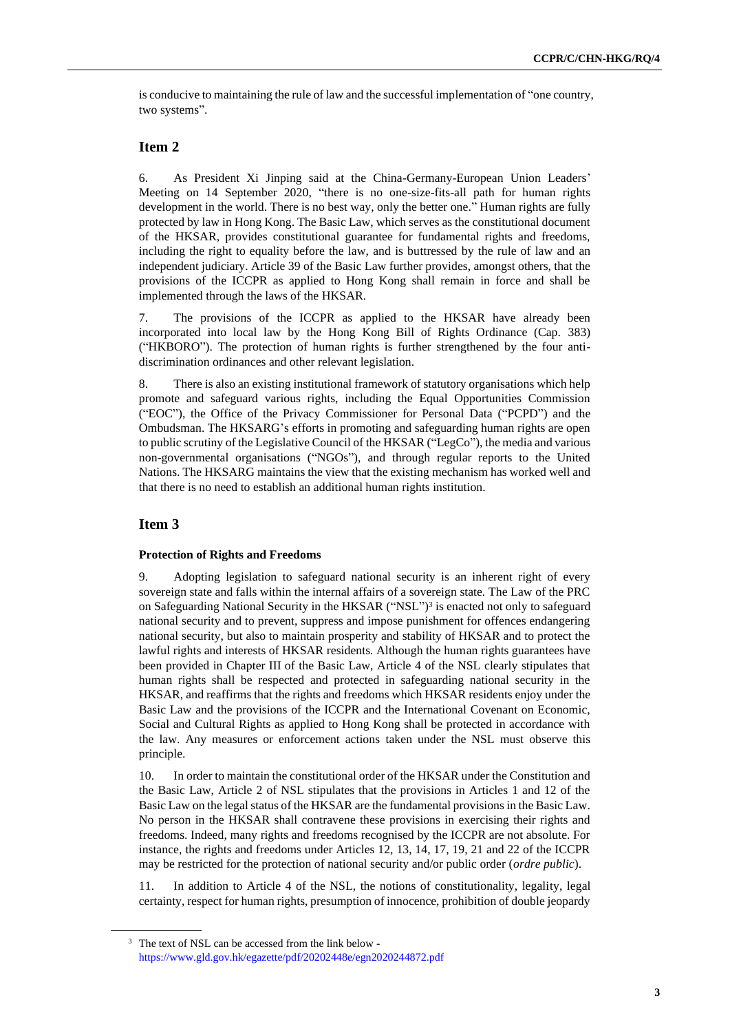is conducive to maintaining the rule of law and the successful implementation of "one country, two systems".

## Item 2

6. As President Xi Jinping said at the China-Germany-European Union Leaders' Meeting on 14 September 2020, "there is no one-size-fits-all path for human rights development in the world. There is no best way, only the better one." Human rights are fully protected by law in Hong Kong. The Basic Law, which serves as the constitutional document of the HKSAR, provides constitutional guarantee for fundamental rights and freedoms, including the right to equality before the law, and is buttressed by the rule of law and an independent judiciary. Article 39 of the Basic Law further provides, amongst others, that the provisions of the ICCPR as applied to Hong Kong shall remain in force and shall be implemented through the laws of the HKSAR.

7. The provisions of the ICCPR as applied to the HKSAR have already been incorporated into local law by the Hong Kong Bill of Rights Ordinance (Cap. 383) ("HKBORO"). The protection of human rights is further strengthened by the four anti-discrimination ordinances and other relevant legislation.

8. There is also an existing institutional framework of statutory organisations which help promote and safeguard various rights, including the Equal Opportunities Commission ("EOC"), the Office of the Privacy Commissioner for Personal Data ("PCPD") and the Ombudsman. The HKSARG's efforts in promoting and safeguarding human rights are open to public scrutiny of the Legislative Council of the HKSAR ("LegCo"), the media and various non-governmental organisations ("NGOs"), and through regular reports to the United Nations. The HKSARG maintains the view that the existing mechanism has worked well and that there is no need to establish an additional human rights institution.

## Item 3

### Protection of Rights and Freedoms

9. Adopting legislation to safeguard national security is an inherent right of every sovereign state and falls within the internal affairs of a sovereign state. The Law of the PRC on Safeguarding National Security in the HKSAR ("NSL")[3] is enacted not only to safeguard national security and to prevent, suppress and impose punishment for offences endangering national security, but also to maintain prosperity and stability of HKSAR and to protect the lawful rights and interests of HKSAR residents. Although the human rights guarantees have been provided in Chapter III of the Basic Law, Article 4 of the NSL clearly stipulates that human rights shall be respected and protected in safeguarding national security in the HKSAR, and reaffirms that the rights and freedoms which HKSAR residents enjoy under the Basic Law and the provisions of the ICCPR and the International Covenant on Economic, Social and Cultural Rights as applied to Hong Kong shall be protected in accordance with the law. Any measures or enforcement actions taken under the NSL must observe this principle.

10. In order to maintain the constitutional order of the HKSAR under the Constitution and the Basic Law, Article 2 of NSL stipulates that the provisions in Articles 1 and 12 of the Basic Law on the legal status of the HKSAR are the fundamental provisions in the Basic Law. No person in the HKSAR shall contravene these provisions in exercising their rights and freedoms. Indeed, many rights and freedoms recognised by the ICCPR are not absolute. For instance, the rights and freedoms under Articles 12, 13, 14, 17, 19, 21 and 22 of the ICCPR may be restricted for the protection of national security and/or public order (*ordre public*).

11. In addition to Article 4 of the NSL, the notions of constitutionality, legality, legal certainty, respect for human rights, presumption of innocence, prohibition of double jeopardy

[3] The text of NSL can be accessed from the link below - https://www.gld.gov.hk/egazette/pdf/20202448e/egn2020244872.pdf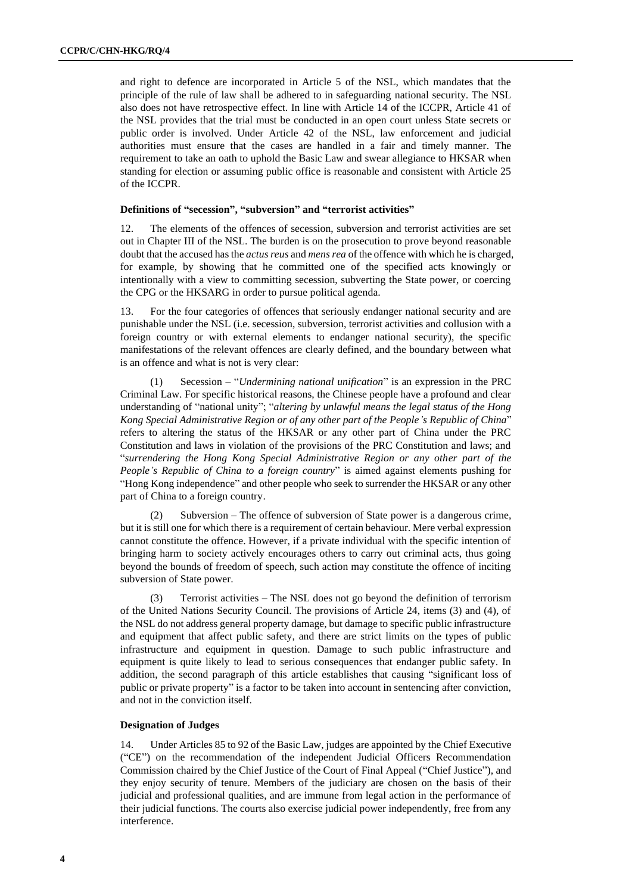and right to defence are incorporated in Article 5 of the NSL, which mandates that the principle of the rule of law shall be adhered to in safeguarding national security. The NSL also does not have retrospective effect. In line with Article 14 of the ICCPR, Article 41 of the NSL provides that the trial must be conducted in an open court unless State secrets or public order is involved. Under Article 42 of the NSL, law enforcement and judicial authorities must ensure that the cases are handled in a fair and timely manner. The requirement to take an oath to uphold the Basic Law and swear allegiance to HKSAR when standing for election or assuming public office is reasonable and consistent with Article 25 of the ICCPR.

#### Definitions of "secession", "subversion" and "terrorist activities"

12. The elements of the offences of secession, subversion and terrorist activities are set out in Chapter III of the NSL. The burden is on the prosecution to prove beyond reasonable doubt that the accused has the *actus reus* and *mens rea* of the offence with which he is charged, for example, by showing that he committed one of the specified acts knowingly or intentionally with a view to committing secession, subverting the State power, or coercing the CPG or the HKSARG in order to pursue political agenda.

13. For the four categories of offences that seriously endanger national security and are punishable under the NSL (i.e. secession, subversion, terrorist activities and collusion with a foreign country or with external elements to endanger national security), the specific manifestations of the relevant offences are clearly defined, and the boundary between what is an offence and what is not is very clear:

(1) Secession – "*Undermining national unification*" is an expression in the PRC Criminal Law. For specific historical reasons, the Chinese people have a profound and clear understanding of "national unity"; "*altering by unlawful means the legal status of the Hong Kong Special Administrative Region or of any other part of the People's Republic of China*" refers to altering the status of the HKSAR or any other part of China under the PRC Constitution and laws in violation of the provisions of the PRC Constitution and laws; and "*surrendering the Hong Kong Special Administrative Region or any other part of the People's Republic of China to a foreign country*" is aimed against elements pushing for "Hong Kong independence" and other people who seek to surrender the HKSAR or any other part of China to a foreign country.

(2) Subversion – The offence of subversion of State power is a dangerous crime, but it is still one for which there is a requirement of certain behaviour. Mere verbal expression cannot constitute the offence. However, if a private individual with the specific intention of bringing harm to society actively encourages others to carry out criminal acts, thus going beyond the bounds of freedom of speech, such action may constitute the offence of inciting subversion of State power.

(3) Terrorist activities – The NSL does not go beyond the definition of terrorism of the United Nations Security Council. The provisions of Article 24, items (3) and (4), of the NSL do not address general property damage, but damage to specific public infrastructure and equipment that affect public safety, and there are strict limits on the types of public infrastructure and equipment in question. Damage to such public infrastructure and equipment is quite likely to lead to serious consequences that endanger public safety. In addition, the second paragraph of this article establishes that causing "significant loss of public or private property" is a factor to be taken into account in sentencing after conviction, and not in the conviction itself.

#### Designation of Judges

14. Under Articles 85 to 92 of the Basic Law, judges are appointed by the Chief Executive ("CE") on the recommendation of the independent Judicial Officers Recommendation Commission chaired by the Chief Justice of the Court of Final Appeal ("Chief Justice"), and they enjoy security of tenure. Members of the judiciary are chosen on the basis of their judicial and professional qualities, and are immune from legal action in the performance of their judicial functions. The courts also exercise judicial power independently, free from any interference.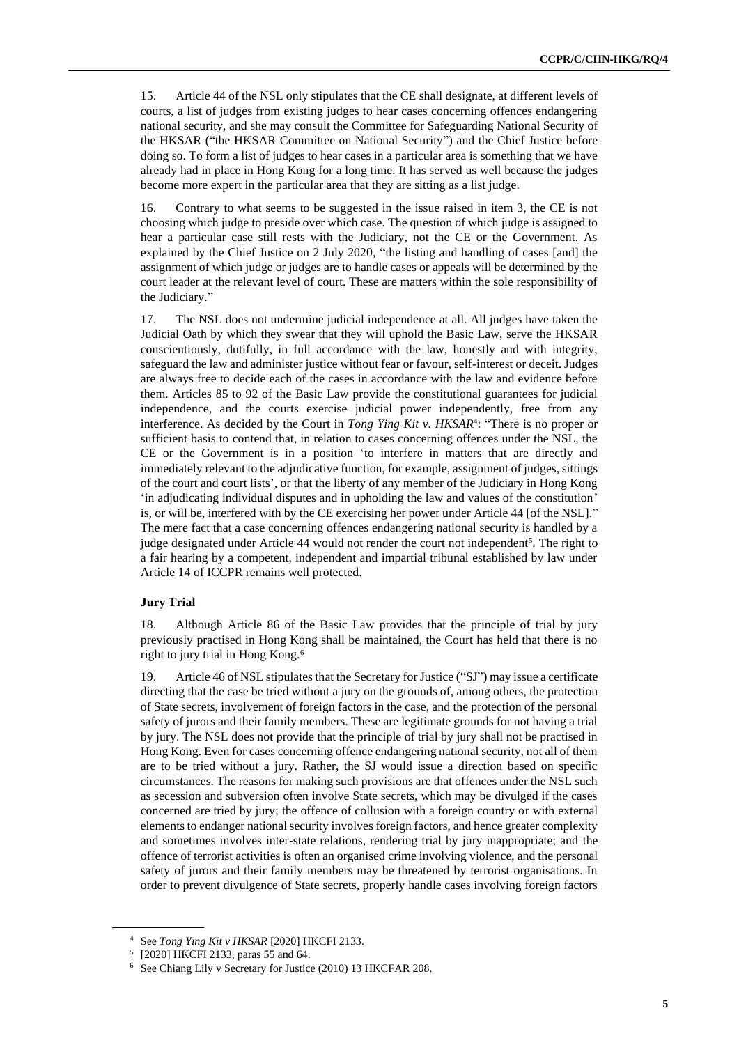15. Article 44 of the NSL only stipulates that the CE shall designate, at different levels of courts, a list of judges from existing judges to hear cases concerning offences endangering national security, and she may consult the Committee for Safeguarding National Security of the HKSAR ("the HKSAR Committee on National Security") and the Chief Justice before doing so. To form a list of judges to hear cases in a particular area is something that we have already had in place in Hong Kong for a long time. It has served us well because the judges become more expert in the particular area that they are sitting as a list judge.

16. Contrary to what seems to be suggested in the issue raised in item 3, the CE is not choosing which judge to preside over which case. The question of which judge is assigned to hear a particular case still rests with the Judiciary, not the CE or the Government. As explained by the Chief Justice on 2 July 2020, "the listing and handling of cases [and] the assignment of which judge or judges are to handle cases or appeals will be determined by the court leader at the relevant level of court. These are matters within the sole responsibility of the Judiciary."

17. The NSL does not undermine judicial independence at all. All judges have taken the Judicial Oath by which they swear that they will uphold the Basic Law, serve the HKSAR conscientiously, dutifully, in full accordance with the law, honestly and with integrity, safeguard the law and administer justice without fear or favour, self-interest or deceit. Judges are always free to decide each of the cases in accordance with the law and evidence before them. Articles 85 to 92 of the Basic Law provide the constitutional guarantees for judicial independence, and the courts exercise judicial power independently, free from any interference. As decided by the Court in *Tong Ying Kit v. HKSAR*[4]: "There is no proper or sufficient basis to contend that, in relation to cases concerning offences under the NSL, the CE or the Government is in a position 'to interfere in matters that are directly and immediately relevant to the adjudicative function, for example, assignment of judges, sittings of the court and court lists', or that the liberty of any member of the Judiciary in Hong Kong 'in adjudicating individual disputes and in upholding the law and values of the constitution' is, or will be, interfered with by the CE exercising her power under Article 44 [of the NSL]." The mere fact that a case concerning offences endangering national security is handled by a judge designated under Article 44 would not render the court not independent[5]. The right to a fair hearing by a competent, independent and impartial tribunal established by law under Article 14 of ICCPR remains well protected.

**Jury Trial**

18. Although Article 86 of the Basic Law provides that the principle of trial by jury previously practised in Hong Kong shall be maintained, the Court has held that there is no right to jury trial in Hong Kong.[6]

19. Article 46 of NSL stipulates that the Secretary for Justice ("SJ") may issue a certificate directing that the case be tried without a jury on the grounds of, among others, the protection of State secrets, involvement of foreign factors in the case, and the protection of the personal safety of jurors and their family members. These are legitimate grounds for not having a trial by jury. The NSL does not provide that the principle of trial by jury shall not be practised in Hong Kong. Even for cases concerning offence endangering national security, not all of them are to be tried without a jury. Rather, the SJ would issue a direction based on specific circumstances. The reasons for making such provisions are that offences under the NSL such as secession and subversion often involve State secrets, which may be divulged if the cases concerned are tried by jury; the offence of collusion with a foreign country or with external elements to endanger national security involves foreign factors, and hence greater complexity and sometimes involves inter-state relations, rendering trial by jury inappropriate; and the offence of terrorist activities is often an organised crime involving violence, and the personal safety of jurors and their family members may be threatened by terrorist organisations. In order to prevent divulgence of State secrets, properly handle cases involving foreign factors

---

[4] See *Tong Ying Kit v HKSAR* [2020] HKCFI 2133.

[5] [2020] HKCFI 2133, paras 55 and 64.

[6] See Chiang Lily v Secretary for Justice (2010) 13 HKCFAR 208.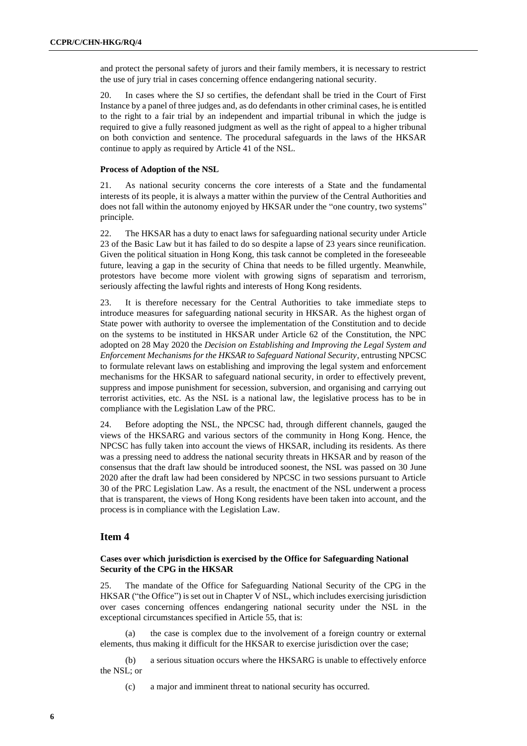and protect the personal safety of jurors and their family members, it is necessary to restrict the use of jury trial in cases concerning offence endangering national security.

20. In cases where the SJ so certifies, the defendant shall be tried in the Court of First Instance by a panel of three judges and, as do defendants in other criminal cases, he is entitled to the right to a fair trial by an independent and impartial tribunal in which the judge is required to give a fully reasoned judgment as well as the right of appeal to a higher tribunal on both conviction and sentence. The procedural safeguards in the laws of the HKSAR continue to apply as required by Article 41 of the NSL.

#### Process of Adoption of the NSL

21. As national security concerns the core interests of a State and the fundamental interests of its people, it is always a matter within the purview of the Central Authorities and does not fall within the autonomy enjoyed by HKSAR under the "one country, two systems" principle.

22. The HKSAR has a duty to enact laws for safeguarding national security under Article 23 of the Basic Law but it has failed to do so despite a lapse of 23 years since reunification. Given the political situation in Hong Kong, this task cannot be completed in the foreseeable future, leaving a gap in the security of China that needs to be filled urgently. Meanwhile, protestors have become more violent with growing signs of separatism and terrorism, seriously affecting the lawful rights and interests of Hong Kong residents.

23. It is therefore necessary for the Central Authorities to take immediate steps to introduce measures for safeguarding national security in HKSAR. As the highest organ of State power with authority to oversee the implementation of the Constitution and to decide on the systems to be instituted in HKSAR under Article 62 of the Constitution, the NPC adopted on 28 May 2020 the *Decision on Establishing and Improving the Legal System and Enforcement Mechanisms for the HKSAR to Safeguard National Security*, entrusting NPCSC to formulate relevant laws on establishing and improving the legal system and enforcement mechanisms for the HKSAR to safeguard national security, in order to effectively prevent, suppress and impose punishment for secession, subversion, and organising and carrying out terrorist activities, etc. As the NSL is a national law, the legislative process has to be in compliance with the Legislation Law of the PRC.

24. Before adopting the NSL, the NPCSC had, through different channels, gauged the views of the HKSARG and various sectors of the community in Hong Kong. Hence, the NPCSC has fully taken into account the views of HKSAR, including its residents. As there was a pressing need to address the national security threats in HKSAR and by reason of the consensus that the draft law should be introduced soonest, the NSL was passed on 30 June 2020 after the draft law had been considered by NPCSC in two sessions pursuant to Article 30 of the PRC Legislation Law. As a result, the enactment of the NSL underwent a process that is transparent, the views of Hong Kong residents have been taken into account, and the process is in compliance with the Legislation Law.

## Item 4

#### Cases over which jurisdiction is exercised by the Office for Safeguarding National Security of the CPG in the HKSAR

25. The mandate of the Office for Safeguarding National Security of the CPG in the HKSAR ("the Office") is set out in Chapter V of NSL, which includes exercising jurisdiction over cases concerning offences endangering national security under the NSL in the exceptional circumstances specified in Article 55, that is:

(a) the case is complex due to the involvement of a foreign country or external elements, thus making it difficult for the HKSAR to exercise jurisdiction over the case;

(b) a serious situation occurs where the HKSARG is unable to effectively enforce the NSL; or

(c) a major and imminent threat to national security has occurred.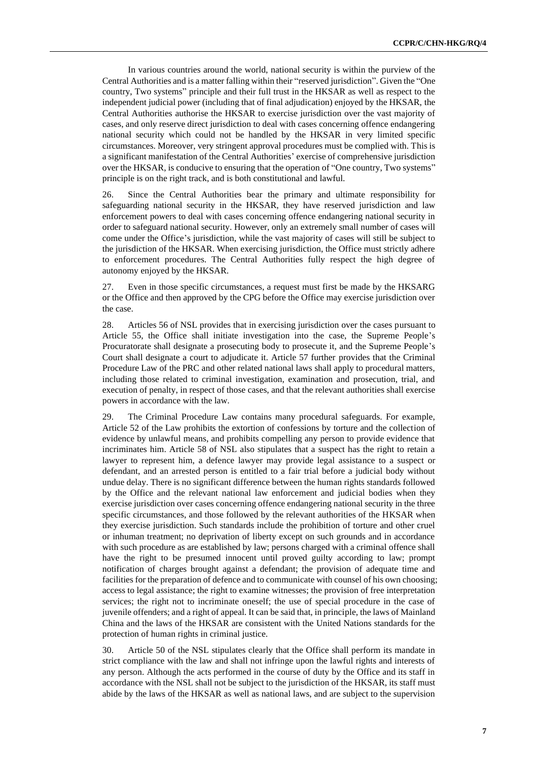In various countries around the world, national security is within the purview of the Central Authorities and is a matter falling within their "reserved jurisdiction". Given the "One country, Two systems" principle and their full trust in the HKSAR as well as respect to the independent judicial power (including that of final adjudication) enjoyed by the HKSAR, the Central Authorities authorise the HKSAR to exercise jurisdiction over the vast majority of cases, and only reserve direct jurisdiction to deal with cases concerning offence endangering national security which could not be handled by the HKSAR in very limited specific circumstances. Moreover, very stringent approval procedures must be complied with. This is a significant manifestation of the Central Authorities' exercise of comprehensive jurisdiction over the HKSAR, is conducive to ensuring that the operation of "One country, Two systems" principle is on the right track, and is both constitutional and lawful.

26. Since the Central Authorities bear the primary and ultimate responsibility for safeguarding national security in the HKSAR, they have reserved jurisdiction and law enforcement powers to deal with cases concerning offence endangering national security in order to safeguard national security. However, only an extremely small number of cases will come under the Office's jurisdiction, while the vast majority of cases will still be subject to the jurisdiction of the HKSAR. When exercising jurisdiction, the Office must strictly adhere to enforcement procedures. The Central Authorities fully respect the high degree of autonomy enjoyed by the HKSAR.

27. Even in those specific circumstances, a request must first be made by the HKSARG or the Office and then approved by the CPG before the Office may exercise jurisdiction over the case.

28. Articles 56 of NSL provides that in exercising jurisdiction over the cases pursuant to Article 55, the Office shall initiate investigation into the case, the Supreme People's Procuratorate shall designate a prosecuting body to prosecute it, and the Supreme People's Court shall designate a court to adjudicate it. Article 57 further provides that the Criminal Procedure Law of the PRC and other related national laws shall apply to procedural matters, including those related to criminal investigation, examination and prosecution, trial, and execution of penalty, in respect of those cases, and that the relevant authorities shall exercise powers in accordance with the law.

29. The Criminal Procedure Law contains many procedural safeguards. For example, Article 52 of the Law prohibits the extortion of confessions by torture and the collection of evidence by unlawful means, and prohibits compelling any person to provide evidence that incriminates him. Article 58 of NSL also stipulates that a suspect has the right to retain a lawyer to represent him, a defence lawyer may provide legal assistance to a suspect or defendant, and an arrested person is entitled to a fair trial before a judicial body without undue delay. There is no significant difference between the human rights standards followed by the Office and the relevant national law enforcement and judicial bodies when they exercise jurisdiction over cases concerning offence endangering national security in the three specific circumstances, and those followed by the relevant authorities of the HKSAR when they exercise jurisdiction. Such standards include the prohibition of torture and other cruel or inhuman treatment; no deprivation of liberty except on such grounds and in accordance with such procedure as are established by law; persons charged with a criminal offence shall have the right to be presumed innocent until proved guilty according to law; prompt notification of charges brought against a defendant; the provision of adequate time and facilities for the preparation of defence and to communicate with counsel of his own choosing; access to legal assistance; the right to examine witnesses; the provision of free interpretation services; the right not to incriminate oneself; the use of special procedure in the case of juvenile offenders; and a right of appeal. It can be said that, in principle, the laws of Mainland China and the laws of the HKSAR are consistent with the United Nations standards for the protection of human rights in criminal justice.

30. Article 50 of the NSL stipulates clearly that the Office shall perform its mandate in strict compliance with the law and shall not infringe upon the lawful rights and interests of any person. Although the acts performed in the course of duty by the Office and its staff in accordance with the NSL shall not be subject to the jurisdiction of the HKSAR, its staff must abide by the laws of the HKSAR as well as national laws, and are subject to the supervision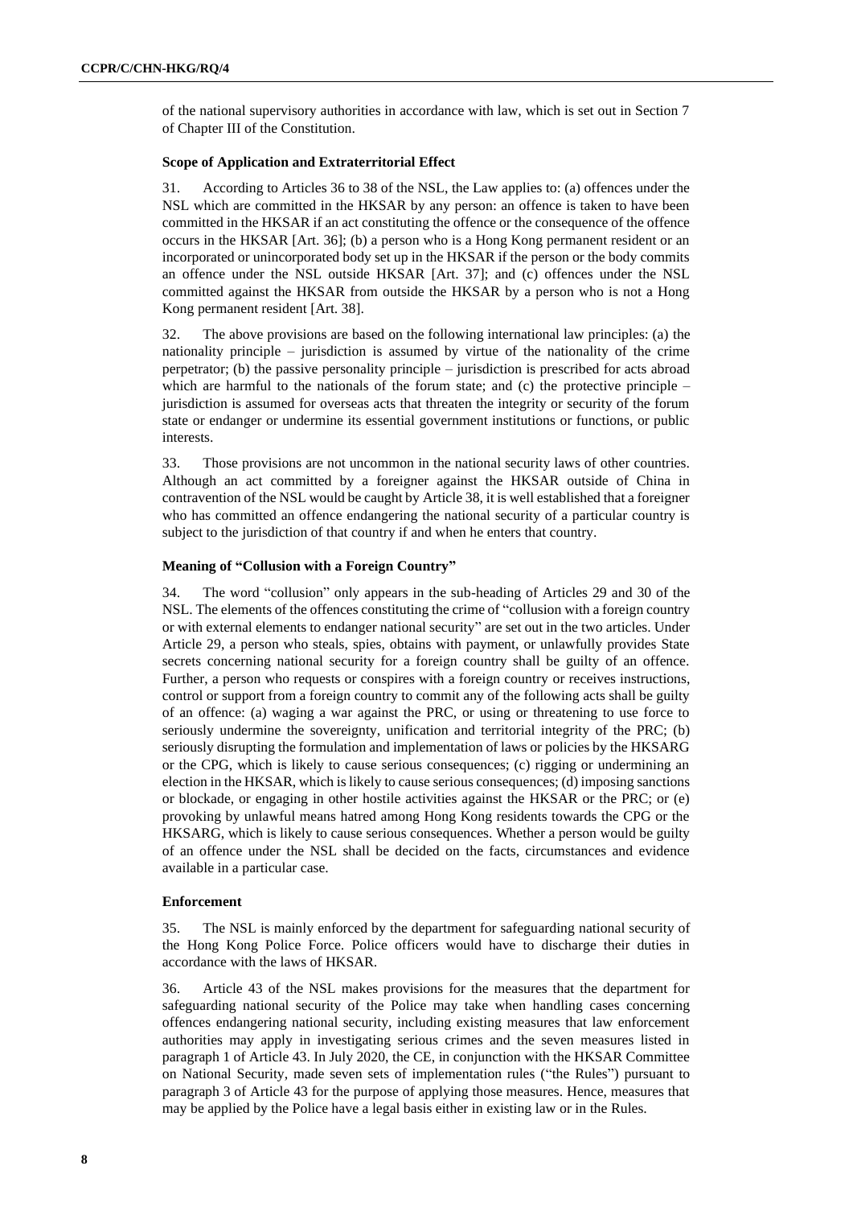of the national supervisory authorities in accordance with law, which is set out in Section 7 of Chapter III of the Constitution.

### Scope of Application and Extraterritorial Effect

31. According to Articles 36 to 38 of the NSL, the Law applies to: (a) offences under the NSL which are committed in the HKSAR by any person: an offence is taken to have been committed in the HKSAR if an act constituting the offence or the consequence of the offence occurs in the HKSAR [Art. 36]; (b) a person who is a Hong Kong permanent resident or an incorporated or unincorporated body set up in the HKSAR if the person or the body commits an offence under the NSL outside HKSAR [Art. 37]; and (c) offences under the NSL committed against the HKSAR from outside the HKSAR by a person who is not a Hong Kong permanent resident [Art. 38].

32. The above provisions are based on the following international law principles: (a) the nationality principle – jurisdiction is assumed by virtue of the nationality of the crime perpetrator; (b) the passive personality principle – jurisdiction is prescribed for acts abroad which are harmful to the nationals of the forum state; and (c) the protective principle – jurisdiction is assumed for overseas acts that threaten the integrity or security of the forum state or endanger or undermine its essential government institutions or functions, or public interests.

33. Those provisions are not uncommon in the national security laws of other countries. Although an act committed by a foreigner against the HKSAR outside of China in contravention of the NSL would be caught by Article 38, it is well established that a foreigner who has committed an offence endangering the national security of a particular country is subject to the jurisdiction of that country if and when he enters that country.

### Meaning of "Collusion with a Foreign Country"

34. The word "collusion" only appears in the sub-heading of Articles 29 and 30 of the NSL. The elements of the offences constituting the crime of "collusion with a foreign country or with external elements to endanger national security" are set out in the two articles. Under Article 29, a person who steals, spies, obtains with payment, or unlawfully provides State secrets concerning national security for a foreign country shall be guilty of an offence. Further, a person who requests or conspires with a foreign country or receives instructions, control or support from a foreign country to commit any of the following acts shall be guilty of an offence: (a) waging a war against the PRC, or using or threatening to use force to seriously undermine the sovereignty, unification and territorial integrity of the PRC; (b) seriously disrupting the formulation and implementation of laws or policies by the HKSARG or the CPG, which is likely to cause serious consequences; (c) rigging or undermining an election in the HKSAR, which is likely to cause serious consequences; (d) imposing sanctions or blockade, or engaging in other hostile activities against the HKSAR or the PRC; or (e) provoking by unlawful means hatred among Hong Kong residents towards the CPG or the HKSARG, which is likely to cause serious consequences. Whether a person would be guilty of an offence under the NSL shall be decided on the facts, circumstances and evidence available in a particular case.

### Enforcement

35. The NSL is mainly enforced by the department for safeguarding national security of the Hong Kong Police Force. Police officers would have to discharge their duties in accordance with the laws of HKSAR.

36. Article 43 of the NSL makes provisions for the measures that the department for safeguarding national security of the Police may take when handling cases concerning offences endangering national security, including existing measures that law enforcement authorities may apply in investigating serious crimes and the seven measures listed in paragraph 1 of Article 43. In July 2020, the CE, in conjunction with the HKSAR Committee on National Security, made seven sets of implementation rules ("the Rules") pursuant to paragraph 3 of Article 43 for the purpose of applying those measures. Hence, measures that may be applied by the Police have a legal basis either in existing law or in the Rules.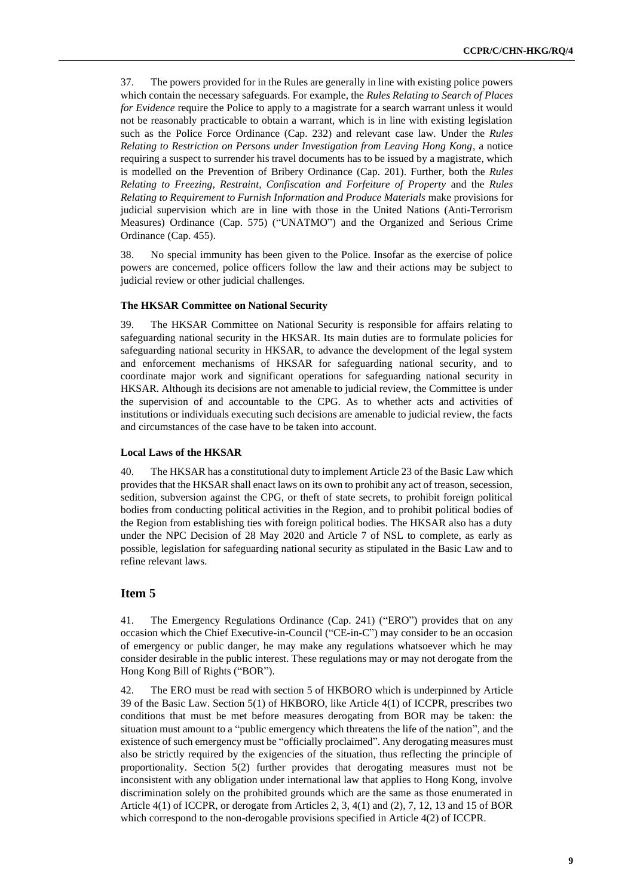37. The powers provided for in the Rules are generally in line with existing police powers which contain the necessary safeguards. For example, the *Rules Relating to Search of Places for Evidence* require the Police to apply to a magistrate for a search warrant unless it would not be reasonably practicable to obtain a warrant, which is in line with existing legislation such as the Police Force Ordinance (Cap. 232) and relevant case law. Under the *Rules Relating to Restriction on Persons under Investigation from Leaving Hong Kong*, a notice requiring a suspect to surrender his travel documents has to be issued by a magistrate, which is modelled on the Prevention of Bribery Ordinance (Cap. 201). Further, both the *Rules Relating to Freezing, Restraint, Confiscation and Forfeiture of Property* and the *Rules Relating to Requirement to Furnish Information and Produce Materials* make provisions for judicial supervision which are in line with those in the United Nations (Anti-Terrorism Measures) Ordinance (Cap. 575) ("UNATMO") and the Organized and Serious Crime Ordinance (Cap. 455).

38. No special immunity has been given to the Police. Insofar as the exercise of police powers are concerned, police officers follow the law and their actions may be subject to judicial review or other judicial challenges.

### The HKSAR Committee on National Security

39. The HKSAR Committee on National Security is responsible for affairs relating to safeguarding national security in the HKSAR. Its main duties are to formulate policies for safeguarding national security in HKSAR, to advance the development of the legal system and enforcement mechanisms of HKSAR for safeguarding national security, and to coordinate major work and significant operations for safeguarding national security in HKSAR. Although its decisions are not amenable to judicial review, the Committee is under the supervision of and accountable to the CPG. As to whether acts and activities of institutions or individuals executing such decisions are amenable to judicial review, the facts and circumstances of the case have to be taken into account.

### Local Laws of the HKSAR

40. The HKSAR has a constitutional duty to implement Article 23 of the Basic Law which provides that the HKSAR shall enact laws on its own to prohibit any act of treason, secession, sedition, subversion against the CPG, or theft of state secrets, to prohibit foreign political bodies from conducting political activities in the Region, and to prohibit political bodies of the Region from establishing ties with foreign political bodies. The HKSAR also has a duty under the NPC Decision of 28 May 2020 and Article 7 of NSL to complete, as early as possible, legislation for safeguarding national security as stipulated in the Basic Law and to refine relevant laws.

## Item 5

41. The Emergency Regulations Ordinance (Cap. 241) ("ERO") provides that on any occasion which the Chief Executive-in-Council ("CE-in-C") may consider to be an occasion of emergency or public danger, he may make any regulations whatsoever which he may consider desirable in the public interest. These regulations may or may not derogate from the Hong Kong Bill of Rights ("BOR").

42. The ERO must be read with section 5 of HKBORO which is underpinned by Article 39 of the Basic Law. Section 5(1) of HKBORO, like Article 4(1) of ICCPR, prescribes two conditions that must be met before measures derogating from BOR may be taken: the situation must amount to a "public emergency which threatens the life of the nation", and the existence of such emergency must be "officially proclaimed". Any derogating measures must also be strictly required by the exigencies of the situation, thus reflecting the principle of proportionality. Section 5(2) further provides that derogating measures must not be inconsistent with any obligation under international law that applies to Hong Kong, involve discrimination solely on the prohibited grounds which are the same as those enumerated in Article 4(1) of ICCPR, or derogate from Articles 2, 3, 4(1) and (2), 7, 12, 13 and 15 of BOR which correspond to the non-derogable provisions specified in Article 4(2) of ICCPR.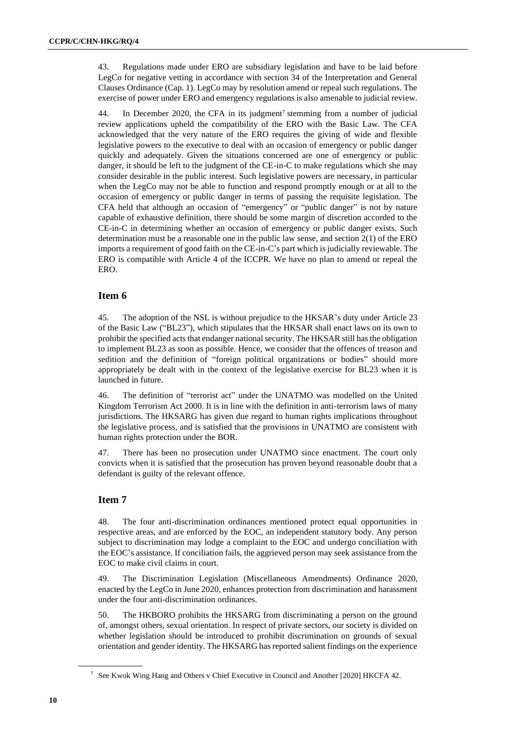43. Regulations made under ERO are subsidiary legislation and have to be laid before LegCo for negative vetting in accordance with section 34 of the Interpretation and General Clauses Ordinance (Cap. 1). LegCo may by resolution amend or repeal such regulations. The exercise of power under ERO and emergency regulations is also amenable to judicial review.

44. In December 2020, the CFA in its judgment[7] stemming from a number of judicial review applications upheld the compatibility of the ERO with the Basic Law. The CFA acknowledged that the very nature of the ERO requires the giving of wide and flexible legislative powers to the executive to deal with an occasion of emergency or public danger quickly and adequately. Given the situations concerned are one of emergency or public danger, it should be left to the judgment of the CE-in-C to make regulations which she may consider desirable in the public interest. Such legislative powers are necessary, in particular when the LegCo may not be able to function and respond promptly enough or at all to the occasion of emergency or public danger in terms of passing the requisite legislation. The CFA held that although an occasion of "emergency" or "public danger" is not by nature capable of exhaustive definition, there should be some margin of discretion accorded to the CE-in-C in determining whether an occasion of emergency or public danger exists. Such determination must be a reasonable one in the public law sense, and section 2(1) of the ERO imports a requirement of good faith on the CE-in-C's part which is judicially reviewable. The ERO is compatible with Article 4 of the ICCPR. We have no plan to amend or repeal the ERO.

## Item 6

45. The adoption of the NSL is without prejudice to the HKSAR's duty under Article 23 of the Basic Law ("BL23"), which stipulates that the HKSAR shall enact laws on its own to prohibit the specified acts that endanger national security. The HKSAR still has the obligation to implement BL23 as soon as possible. Hence, we consider that the offences of treason and sedition and the definition of "foreign political organizations or bodies" should more appropriately be dealt with in the context of the legislative exercise for BL23 when it is launched in future.

46. The definition of "terrorist act" under the UNATMO was modelled on the United Kingdom Terrorism Act 2000. It is in line with the definition in anti-terrorism laws of many jurisdictions. The HKSARG has given due regard to human rights implications throughout the legislative process, and is satisfied that the provisions in UNATMO are consistent with human rights protection under the BOR.

47. There has been no prosecution under UNATMO since enactment. The court only convicts when it is satisfied that the prosecution has proven beyond reasonable doubt that a defendant is guilty of the relevant offence.

## Item 7

48. The four anti-discrimination ordinances mentioned protect equal opportunities in respective areas, and are enforced by the EOC, an independent statutory body. Any person subject to discrimination may lodge a complaint to the EOC and undergo conciliation with the EOC's assistance. If conciliation fails, the aggrieved person may seek assistance from the EOC to make civil claims in court.

49. The Discrimination Legislation (Miscellaneous Amendments) Ordinance 2020, enacted by the LegCo in June 2020, enhances protection from discrimination and harassment under the four anti-discrimination ordinances.

50. The HKBORO prohibits the HKSARG from discriminating a person on the ground of, amongst others, sexual orientation. In respect of private sectors, our society is divided on whether legislation should be introduced to prohibit discrimination on grounds of sexual orientation and gender identity. The HKSARG has reported salient findings on the experience

[7] See Kwok Wing Hang and Others v Chief Executive in Council and Another [2020] HKCFA 42.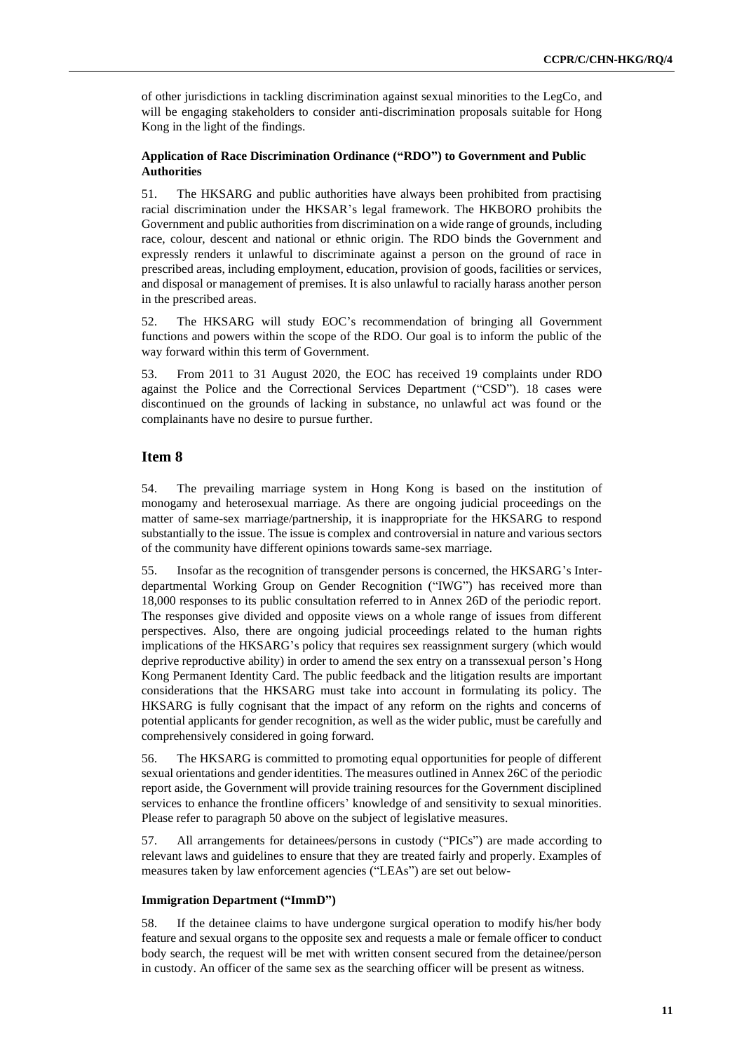of other jurisdictions in tackling discrimination against sexual minorities to the LegCo, and will be engaging stakeholders to consider anti-discrimination proposals suitable for Hong Kong in the light of the findings.

### Application of Race Discrimination Ordinance ("RDO") to Government and Public Authorities

51. The HKSARG and public authorities have always been prohibited from practising racial discrimination under the HKSAR's legal framework. The HKBORO prohibits the Government and public authorities from discrimination on a wide range of grounds, including race, colour, descent and national or ethnic origin. The RDO binds the Government and expressly renders it unlawful to discriminate against a person on the ground of race in prescribed areas, including employment, education, provision of goods, facilities or services, and disposal or management of premises. It is also unlawful to racially harass another person in the prescribed areas.

52. The HKSARG will study EOC's recommendation of bringing all Government functions and powers within the scope of the RDO. Our goal is to inform the public of the way forward within this term of Government.

53. From 2011 to 31 August 2020, the EOC has received 19 complaints under RDO against the Police and the Correctional Services Department ("CSD"). 18 cases were discontinued on the grounds of lacking in substance, no unlawful act was found or the complainants have no desire to pursue further.

## Item 8

54. The prevailing marriage system in Hong Kong is based on the institution of monogamy and heterosexual marriage. As there are ongoing judicial proceedings on the matter of same-sex marriage/partnership, it is inappropriate for the HKSARG to respond substantially to the issue. The issue is complex and controversial in nature and various sectors of the community have different opinions towards same-sex marriage.

55. Insofar as the recognition of transgender persons is concerned, the HKSARG's Inter-departmental Working Group on Gender Recognition ("IWG") has received more than 18,000 responses to its public consultation referred to in Annex 26D of the periodic report. The responses give divided and opposite views on a whole range of issues from different perspectives. Also, there are ongoing judicial proceedings related to the human rights implications of the HKSARG's policy that requires sex reassignment surgery (which would deprive reproductive ability) in order to amend the sex entry on a transsexual person's Hong Kong Permanent Identity Card. The public feedback and the litigation results are important considerations that the HKSARG must take into account in formulating its policy. The HKSARG is fully cognisant that the impact of any reform on the rights and concerns of potential applicants for gender recognition, as well as the wider public, must be carefully and comprehensively considered in going forward.

56. The HKSARG is committed to promoting equal opportunities for people of different sexual orientations and gender identities. The measures outlined in Annex 26C of the periodic report aside, the Government will provide training resources for the Government disciplined services to enhance the frontline officers' knowledge of and sensitivity to sexual minorities. Please refer to paragraph 50 above on the subject of legislative measures.

57. All arrangements for detainees/persons in custody ("PICs") are made according to relevant laws and guidelines to ensure that they are treated fairly and properly. Examples of measures taken by law enforcement agencies ("LEAs") are set out below-

### Immigration Department ("ImmD")

58. If the detainee claims to have undergone surgical operation to modify his/her body feature and sexual organs to the opposite sex and requests a male or female officer to conduct body search, the request will be met with written consent secured from the detainee/person in custody. An officer of the same sex as the searching officer will be present as witness.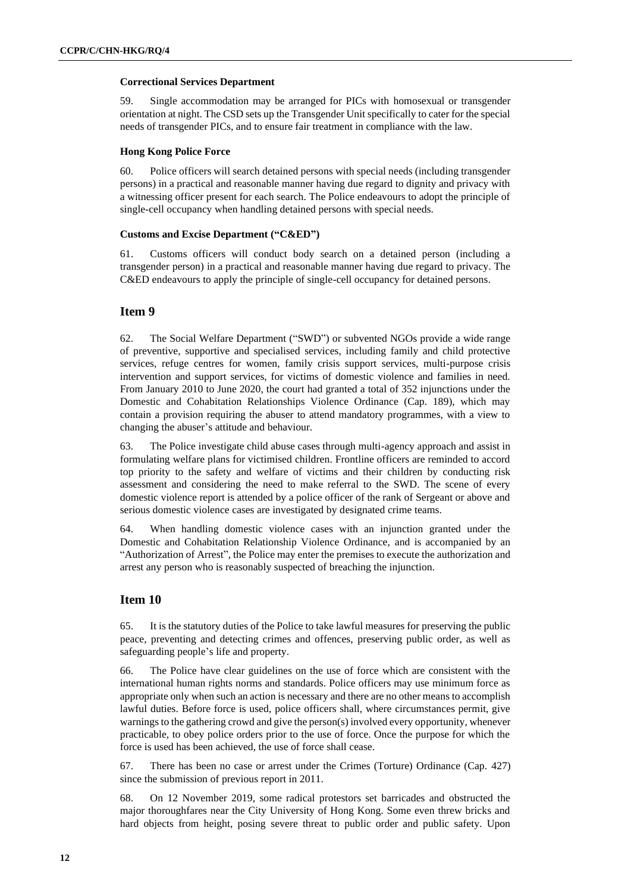#### Correctional Services Department

59. Single accommodation may be arranged for PICs with homosexual or transgender orientation at night. The CSD sets up the Transgender Unit specifically to cater for the special needs of transgender PICs, and to ensure fair treatment in compliance with the law.

#### Hong Kong Police Force

60. Police officers will search detained persons with special needs (including transgender persons) in a practical and reasonable manner having due regard to dignity and privacy with a witnessing officer present for each search. The Police endeavours to adopt the principle of single-cell occupancy when handling detained persons with special needs.

#### Customs and Excise Department ("C&ED")

61. Customs officers will conduct body search on a detained person (including a transgender person) in a practical and reasonable manner having due regard to privacy. The C&ED endeavours to apply the principle of single-cell occupancy for detained persons.

## Item 9

62. The Social Welfare Department ("SWD") or subvented NGOs provide a wide range of preventive, supportive and specialised services, including family and child protective services, refuge centres for women, family crisis support services, multi-purpose crisis intervention and support services, for victims of domestic violence and families in need. From January 2010 to June 2020, the court had granted a total of 352 injunctions under the Domestic and Cohabitation Relationships Violence Ordinance (Cap. 189), which may contain a provision requiring the abuser to attend mandatory programmes, with a view to changing the abuser's attitude and behaviour.

63. The Police investigate child abuse cases through multi-agency approach and assist in formulating welfare plans for victimised children. Frontline officers are reminded to accord top priority to the safety and welfare of victims and their children by conducting risk assessment and considering the need to make referral to the SWD. The scene of every domestic violence report is attended by a police officer of the rank of Sergeant or above and serious domestic violence cases are investigated by designated crime teams.

64. When handling domestic violence cases with an injunction granted under the Domestic and Cohabitation Relationship Violence Ordinance, and is accompanied by an "Authorization of Arrest", the Police may enter the premises to execute the authorization and arrest any person who is reasonably suspected of breaching the injunction.

## Item 10

65. It is the statutory duties of the Police to take lawful measures for preserving the public peace, preventing and detecting crimes and offences, preserving public order, as well as safeguarding people's life and property.

66. The Police have clear guidelines on the use of force which are consistent with the international human rights norms and standards. Police officers may use minimum force as appropriate only when such an action is necessary and there are no other means to accomplish lawful duties. Before force is used, police officers shall, where circumstances permit, give warnings to the gathering crowd and give the person(s) involved every opportunity, whenever practicable, to obey police orders prior to the use of force. Once the purpose for which the force is used has been achieved, the use of force shall cease.

67. There has been no case or arrest under the Crimes (Torture) Ordinance (Cap. 427) since the submission of previous report in 2011.

68. On 12 November 2019, some radical protestors set barricades and obstructed the major thoroughfares near the City University of Hong Kong. Some even threw bricks and hard objects from height, posing severe threat to public order and public safety. Upon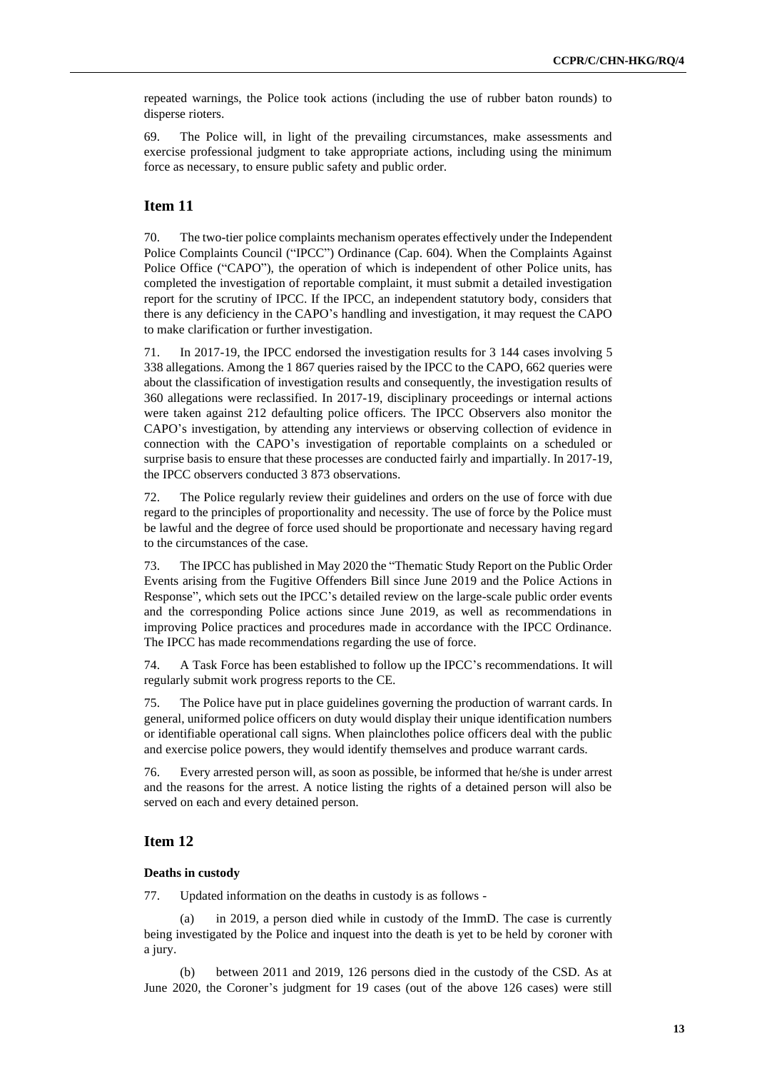repeated warnings, the Police took actions (including the use of rubber baton rounds) to disperse rioters.

69. The Police will, in light of the prevailing circumstances, make assessments and exercise professional judgment to take appropriate actions, including using the minimum force as necessary, to ensure public safety and public order.

## Item 11

70. The two-tier police complaints mechanism operates effectively under the Independent Police Complaints Council ("IPCC") Ordinance (Cap. 604). When the Complaints Against Police Office ("CAPO"), the operation of which is independent of other Police units, has completed the investigation of reportable complaint, it must submit a detailed investigation report for the scrutiny of IPCC. If the IPCC, an independent statutory body, considers that there is any deficiency in the CAPO's handling and investigation, it may request the CAPO to make clarification or further investigation.

71. In 2017-19, the IPCC endorsed the investigation results for 3 144 cases involving 5 338 allegations. Among the 1 867 queries raised by the IPCC to the CAPO, 662 queries were about the classification of investigation results and consequently, the investigation results of 360 allegations were reclassified. In 2017-19, disciplinary proceedings or internal actions were taken against 212 defaulting police officers. The IPCC Observers also monitor the CAPO's investigation, by attending any interviews or observing collection of evidence in connection with the CAPO's investigation of reportable complaints on a scheduled or surprise basis to ensure that these processes are conducted fairly and impartially. In 2017-19, the IPCC observers conducted 3 873 observations.

72. The Police regularly review their guidelines and orders on the use of force with due regard to the principles of proportionality and necessity. The use of force by the Police must be lawful and the degree of force used should be proportionate and necessary having regard to the circumstances of the case.

73. The IPCC has published in May 2020 the "Thematic Study Report on the Public Order Events arising from the Fugitive Offenders Bill since June 2019 and the Police Actions in Response", which sets out the IPCC's detailed review on the large-scale public order events and the corresponding Police actions since June 2019, as well as recommendations in improving Police practices and procedures made in accordance with the IPCC Ordinance. The IPCC has made recommendations regarding the use of force.

74. A Task Force has been established to follow up the IPCC's recommendations. It will regularly submit work progress reports to the CE.

75. The Police have put in place guidelines governing the production of warrant cards. In general, uniformed police officers on duty would display their unique identification numbers or identifiable operational call signs. When plainclothes police officers deal with the public and exercise police powers, they would identify themselves and produce warrant cards.

76. Every arrested person will, as soon as possible, be informed that he/she is under arrest and the reasons for the arrest. A notice listing the rights of a detained person will also be served on each and every detained person.

## Item 12

### Deaths in custody

77. Updated information on the deaths in custody is as follows -

(a) in 2019, a person died while in custody of the ImmD. The case is currently being investigated by the Police and inquest into the death is yet to be held by coroner with a jury.

(b) between 2011 and 2019, 126 persons died in the custody of the CSD. As at June 2020, the Coroner's judgment for 19 cases (out of the above 126 cases) were still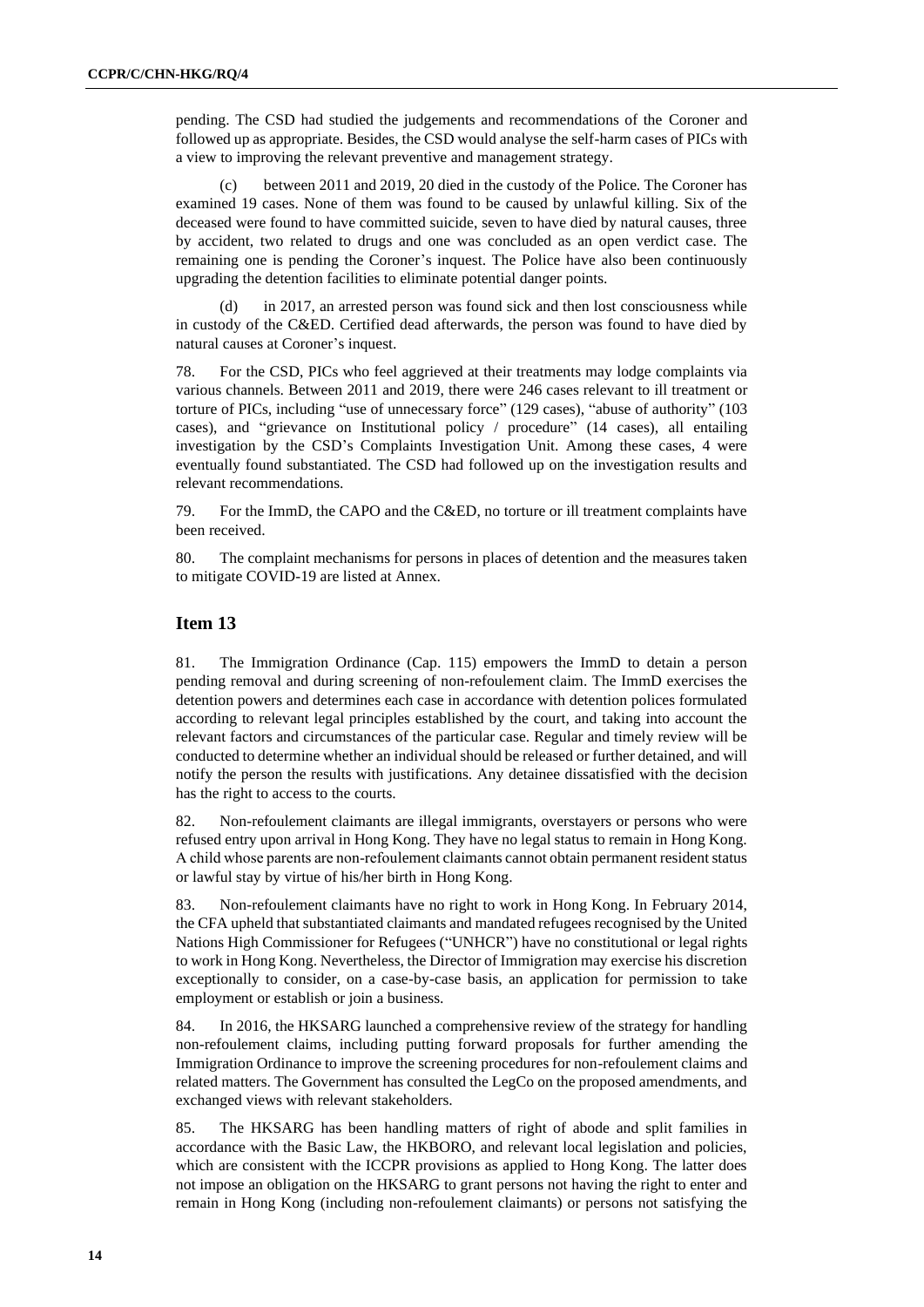pending. The CSD had studied the judgements and recommendations of the Coroner and followed up as appropriate. Besides, the CSD would analyse the self-harm cases of PICs with a view to improving the relevant preventive and management strategy.

(c) between 2011 and 2019, 20 died in the custody of the Police. The Coroner has examined 19 cases. None of them was found to be caused by unlawful killing. Six of the deceased were found to have committed suicide, seven to have died by natural causes, three by accident, two related to drugs and one was concluded as an open verdict case. The remaining one is pending the Coroner's inquest. The Police have also been continuously upgrading the detention facilities to eliminate potential danger points.

(d) in 2017, an arrested person was found sick and then lost consciousness while in custody of the C&ED. Certified dead afterwards, the person was found to have died by natural causes at Coroner's inquest.

78. For the CSD, PICs who feel aggrieved at their treatments may lodge complaints via various channels. Between 2011 and 2019, there were 246 cases relevant to ill treatment or torture of PICs, including "use of unnecessary force" (129 cases), "abuse of authority" (103 cases), and "grievance on Institutional policy / procedure" (14 cases), all entailing investigation by the CSD's Complaints Investigation Unit. Among these cases, 4 were eventually found substantiated. The CSD had followed up on the investigation results and relevant recommendations.

79. For the ImmD, the CAPO and the C&ED, no torture or ill treatment complaints have been received.

80. The complaint mechanisms for persons in places of detention and the measures taken to mitigate COVID-19 are listed at Annex.

## Item 13

81. The Immigration Ordinance (Cap. 115) empowers the ImmD to detain a person pending removal and during screening of non-refoulement claim. The ImmD exercises the detention powers and determines each case in accordance with detention polices formulated according to relevant legal principles established by the court, and taking into account the relevant factors and circumstances of the particular case. Regular and timely review will be conducted to determine whether an individual should be released or further detained, and will notify the person the results with justifications. Any detainee dissatisfied with the decision has the right to access to the courts.

82. Non-refoulement claimants are illegal immigrants, overstayers or persons who were refused entry upon arrival in Hong Kong. They have no legal status to remain in Hong Kong. A child whose parents are non-refoulement claimants cannot obtain permanent resident status or lawful stay by virtue of his/her birth in Hong Kong.

83. Non-refoulement claimants have no right to work in Hong Kong. In February 2014, the CFA upheld that substantiated claimants and mandated refugees recognised by the United Nations High Commissioner for Refugees ("UNHCR") have no constitutional or legal rights to work in Hong Kong. Nevertheless, the Director of Immigration may exercise his discretion exceptionally to consider, on a case-by-case basis, an application for permission to take employment or establish or join a business.

84. In 2016, the HKSARG launched a comprehensive review of the strategy for handling non-refoulement claims, including putting forward proposals for further amending the Immigration Ordinance to improve the screening procedures for non-refoulement claims and related matters. The Government has consulted the LegCo on the proposed amendments, and exchanged views with relevant stakeholders.

85. The HKSARG has been handling matters of right of abode and split families in accordance with the Basic Law, the HKBORO, and relevant local legislation and policies, which are consistent with the ICCPR provisions as applied to Hong Kong. The latter does not impose an obligation on the HKSARG to grant persons not having the right to enter and remain in Hong Kong (including non-refoulement claimants) or persons not satisfying the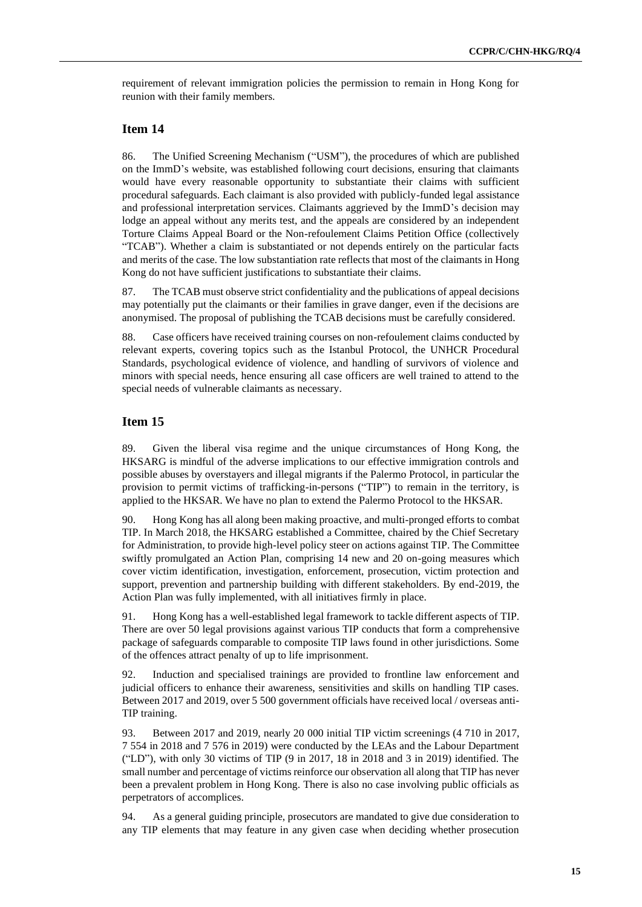requirement of relevant immigration policies the permission to remain in Hong Kong for reunion with their family members.

## Item 14

86. The Unified Screening Mechanism ("USM"), the procedures of which are published on the ImmD's website, was established following court decisions, ensuring that claimants would have every reasonable opportunity to substantiate their claims with sufficient procedural safeguards. Each claimant is also provided with publicly-funded legal assistance and professional interpretation services. Claimants aggrieved by the ImmD's decision may lodge an appeal without any merits test, and the appeals are considered by an independent Torture Claims Appeal Board or the Non-refoulement Claims Petition Office (collectively "TCAB"). Whether a claim is substantiated or not depends entirely on the particular facts and merits of the case. The low substantiation rate reflects that most of the claimants in Hong Kong do not have sufficient justifications to substantiate their claims.

87. The TCAB must observe strict confidentiality and the publications of appeal decisions may potentially put the claimants or their families in grave danger, even if the decisions are anonymised. The proposal of publishing the TCAB decisions must be carefully considered.

88. Case officers have received training courses on non-refoulement claims conducted by relevant experts, covering topics such as the Istanbul Protocol, the UNHCR Procedural Standards, psychological evidence of violence, and handling of survivors of violence and minors with special needs, hence ensuring all case officers are well trained to attend to the special needs of vulnerable claimants as necessary.

## Item 15

89. Given the liberal visa regime and the unique circumstances of Hong Kong, the HKSARG is mindful of the adverse implications to our effective immigration controls and possible abuses by overstayers and illegal migrants if the Palermo Protocol, in particular the provision to permit victims of trafficking-in-persons ("TIP") to remain in the territory, is applied to the HKSAR. We have no plan to extend the Palermo Protocol to the HKSAR.

90. Hong Kong has all along been making proactive, and multi-pronged efforts to combat TIP. In March 2018, the HKSARG established a Committee, chaired by the Chief Secretary for Administration, to provide high-level policy steer on actions against TIP. The Committee swiftly promulgated an Action Plan, comprising 14 new and 20 on-going measures which cover victim identification, investigation, enforcement, prosecution, victim protection and support, prevention and partnership building with different stakeholders. By end-2019, the Action Plan was fully implemented, with all initiatives firmly in place.

91. Hong Kong has a well-established legal framework to tackle different aspects of TIP. There are over 50 legal provisions against various TIP conducts that form a comprehensive package of safeguards comparable to composite TIP laws found in other jurisdictions. Some of the offences attract penalty of up to life imprisonment.

92. Induction and specialised trainings are provided to frontline law enforcement and judicial officers to enhance their awareness, sensitivities and skills on handling TIP cases. Between 2017 and 2019, over 5 500 government officials have received local / overseas anti-TIP training.

93. Between 2017 and 2019, nearly 20 000 initial TIP victim screenings (4 710 in 2017, 7 554 in 2018 and 7 576 in 2019) were conducted by the LEAs and the Labour Department ("LD"), with only 30 victims of TIP (9 in 2017, 18 in 2018 and 3 in 2019) identified. The small number and percentage of victims reinforce our observation all along that TIP has never been a prevalent problem in Hong Kong. There is also no case involving public officials as perpetrators of accomplices.

94. As a general guiding principle, prosecutors are mandated to give due consideration to any TIP elements that may feature in any given case when deciding whether prosecution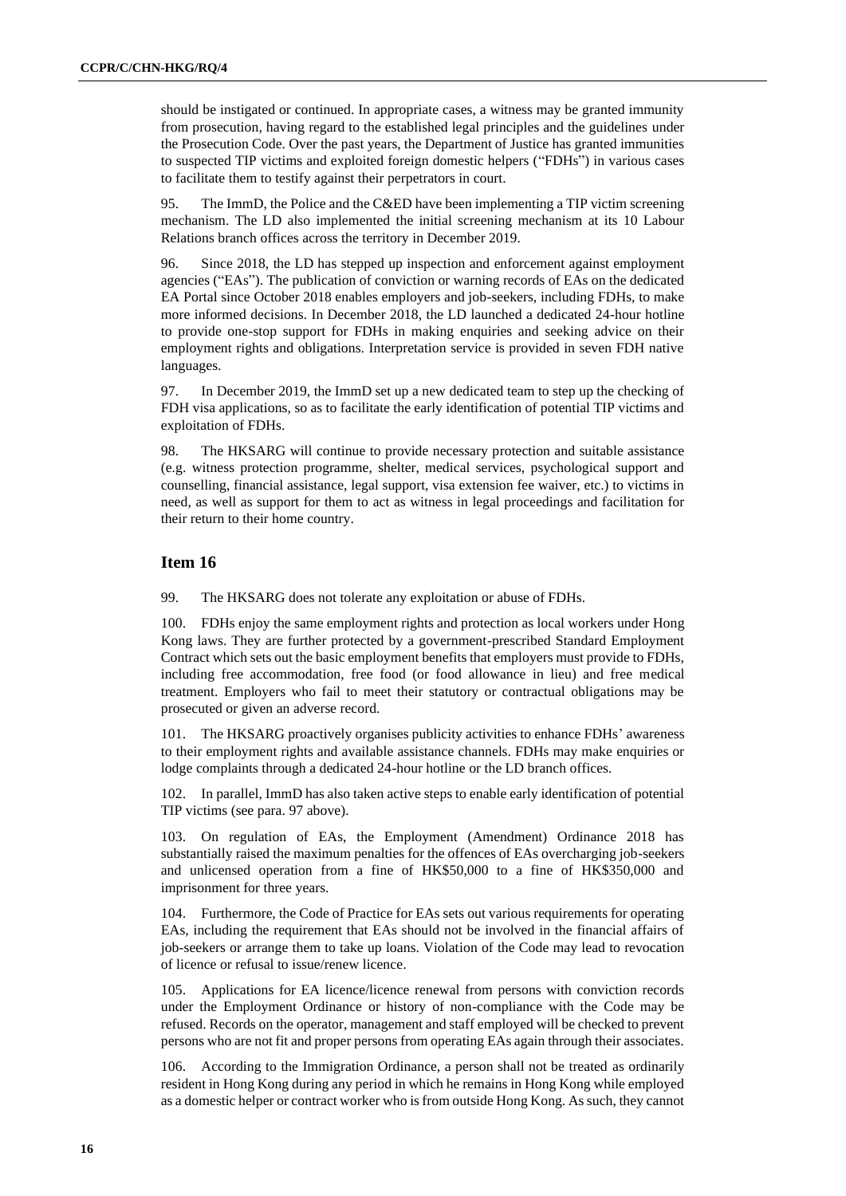should be instigated or continued. In appropriate cases, a witness may be granted immunity from prosecution, having regard to the established legal principles and the guidelines under the Prosecution Code. Over the past years, the Department of Justice has granted immunities to suspected TIP victims and exploited foreign domestic helpers ("FDHs") in various cases to facilitate them to testify against their perpetrators in court.

95. The ImmD, the Police and the C&ED have been implementing a TIP victim screening mechanism. The LD also implemented the initial screening mechanism at its 10 Labour Relations branch offices across the territory in December 2019.

96. Since 2018, the LD has stepped up inspection and enforcement against employment agencies ("EAs"). The publication of conviction or warning records of EAs on the dedicated EA Portal since October 2018 enables employers and job-seekers, including FDHs, to make more informed decisions. In December 2018, the LD launched a dedicated 24-hour hotline to provide one-stop support for FDHs in making enquiries and seeking advice on their employment rights and obligations. Interpretation service is provided in seven FDH native languages.

97. In December 2019, the ImmD set up a new dedicated team to step up the checking of FDH visa applications, so as to facilitate the early identification of potential TIP victims and exploitation of FDHs.

98. The HKSARG will continue to provide necessary protection and suitable assistance (e.g. witness protection programme, shelter, medical services, psychological support and counselling, financial assistance, legal support, visa extension fee waiver, etc.) to victims in need, as well as support for them to act as witness in legal proceedings and facilitation for their return to their home country.

## Item 16

99. The HKSARG does not tolerate any exploitation or abuse of FDHs.

100. FDHs enjoy the same employment rights and protection as local workers under Hong Kong laws. They are further protected by a government-prescribed Standard Employment Contract which sets out the basic employment benefits that employers must provide to FDHs, including free accommodation, free food (or food allowance in lieu) and free medical treatment. Employers who fail to meet their statutory or contractual obligations may be prosecuted or given an adverse record.

101. The HKSARG proactively organises publicity activities to enhance FDHs' awareness to their employment rights and available assistance channels. FDHs may make enquiries or lodge complaints through a dedicated 24-hour hotline or the LD branch offices.

102. In parallel, ImmD has also taken active steps to enable early identification of potential TIP victims (see para. 97 above).

103. On regulation of EAs, the Employment (Amendment) Ordinance 2018 has substantially raised the maximum penalties for the offences of EAs overcharging job-seekers and unlicensed operation from a fine of HK$50,000 to a fine of HK$350,000 and imprisonment for three years.

104. Furthermore, the Code of Practice for EAs sets out various requirements for operating EAs, including the requirement that EAs should not be involved in the financial affairs of job-seekers or arrange them to take up loans. Violation of the Code may lead to revocation of licence or refusal to issue/renew licence.

105. Applications for EA licence/licence renewal from persons with conviction records under the Employment Ordinance or history of non-compliance with the Code may be refused. Records on the operator, management and staff employed will be checked to prevent persons who are not fit and proper persons from operating EAs again through their associates.

106. According to the Immigration Ordinance, a person shall not be treated as ordinarily resident in Hong Kong during any period in which he remains in Hong Kong while employed as a domestic helper or contract worker who is from outside Hong Kong. As such, they cannot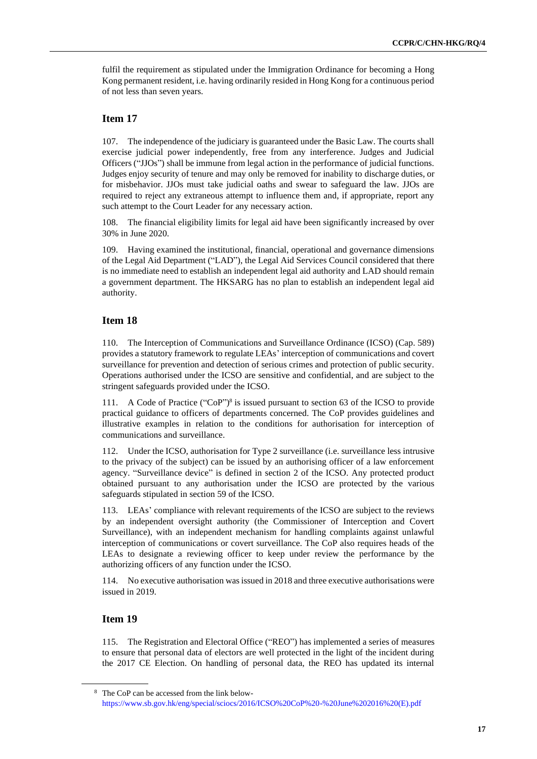fulfil the requirement as stipulated under the Immigration Ordinance for becoming a Hong Kong permanent resident, i.e. having ordinarily resided in Hong Kong for a continuous period of not less than seven years.

## Item 17

107. The independence of the judiciary is guaranteed under the Basic Law. The courts shall exercise judicial power independently, free from any interference. Judges and Judicial Officers ("JJOs") shall be immune from legal action in the performance of judicial functions. Judges enjoy security of tenure and may only be removed for inability to discharge duties, or for misbehavior. JJOs must take judicial oaths and swear to safeguard the law. JJOs are required to reject any extraneous attempt to influence them and, if appropriate, report any such attempt to the Court Leader for any necessary action.

108. The financial eligibility limits for legal aid have been significantly increased by over 30% in June 2020.

109. Having examined the institutional, financial, operational and governance dimensions of the Legal Aid Department ("LAD"), the Legal Aid Services Council considered that there is no immediate need to establish an independent legal aid authority and LAD should remain a government department. The HKSARG has no plan to establish an independent legal aid authority.

## Item 18

110. The Interception of Communications and Surveillance Ordinance (ICSO) (Cap. 589) provides a statutory framework to regulate LEAs' interception of communications and covert surveillance for prevention and detection of serious crimes and protection of public security. Operations authorised under the ICSO are sensitive and confidential, and are subject to the stringent safeguards provided under the ICSO.

111. A Code of Practice ("CoP")[8] is issued pursuant to section 63 of the ICSO to provide practical guidance to officers of departments concerned. The CoP provides guidelines and illustrative examples in relation to the conditions for authorisation for interception of communications and surveillance.

112. Under the ICSO, authorisation for Type 2 surveillance (i.e. surveillance less intrusive to the privacy of the subject) can be issued by an authorising officer of a law enforcement agency. "Surveillance device" is defined in section 2 of the ICSO. Any protected product obtained pursuant to any authorisation under the ICSO are protected by the various safeguards stipulated in section 59 of the ICSO.

113. LEAs' compliance with relevant requirements of the ICSO are subject to the reviews by an independent oversight authority (the Commissioner of Interception and Covert Surveillance), with an independent mechanism for handling complaints against unlawful interception of communications or covert surveillance. The CoP also requires heads of the LEAs to designate a reviewing officer to keep under review the performance by the authorizing officers of any function under the ICSO.

114. No executive authorisation was issued in 2018 and three executive authorisations were issued in 2019.

## Item 19

115. The Registration and Electoral Office ("REO") has implemented a series of measures to ensure that personal data of electors are well protected in the light of the incident during the 2017 CE Election. On handling of personal data, the REO has updated its internal

---

[8] The CoP can be accessed from the link below- https://www.sb.gov.hk/eng/special/sciocs/2016/ICSO%20CoP%20-%20June%202016%20(E).pdf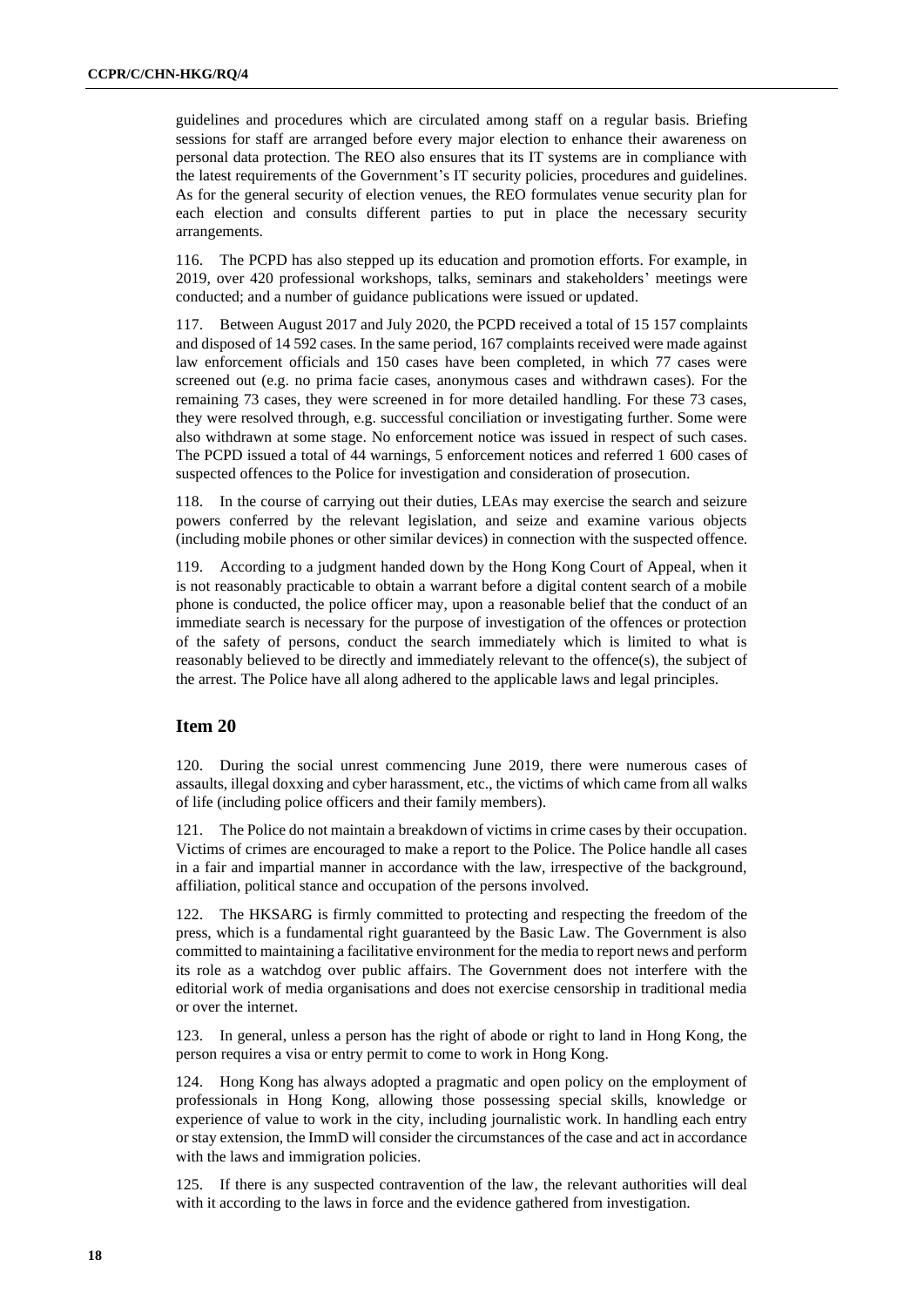guidelines and procedures which are circulated among staff on a regular basis. Briefing sessions for staff are arranged before every major election to enhance their awareness on personal data protection. The REO also ensures that its IT systems are in compliance with the latest requirements of the Government's IT security policies, procedures and guidelines. As for the general security of election venues, the REO formulates venue security plan for each election and consults different parties to put in place the necessary security arrangements.

116. The PCPD has also stepped up its education and promotion efforts. For example, in 2019, over 420 professional workshops, talks, seminars and stakeholders' meetings were conducted; and a number of guidance publications were issued or updated.

117. Between August 2017 and July 2020, the PCPD received a total of 15 157 complaints and disposed of 14 592 cases. In the same period, 167 complaints received were made against law enforcement officials and 150 cases have been completed, in which 77 cases were screened out (e.g. no prima facie cases, anonymous cases and withdrawn cases). For the remaining 73 cases, they were screened in for more detailed handling. For these 73 cases, they were resolved through, e.g. successful conciliation or investigating further. Some were also withdrawn at some stage. No enforcement notice was issued in respect of such cases. The PCPD issued a total of 44 warnings, 5 enforcement notices and referred 1 600 cases of suspected offences to the Police for investigation and consideration of prosecution.

118. In the course of carrying out their duties, LEAs may exercise the search and seizure powers conferred by the relevant legislation, and seize and examine various objects (including mobile phones or other similar devices) in connection with the suspected offence.

119. According to a judgment handed down by the Hong Kong Court of Appeal, when it is not reasonably practicable to obtain a warrant before a digital content search of a mobile phone is conducted, the police officer may, upon a reasonable belief that the conduct of an immediate search is necessary for the purpose of investigation of the offences or protection of the safety of persons, conduct the search immediately which is limited to what is reasonably believed to be directly and immediately relevant to the offence(s), the subject of the arrest. The Police have all along adhered to the applicable laws and legal principles.

## Item 20

120. During the social unrest commencing June 2019, there were numerous cases of assaults, illegal doxxing and cyber harassment, etc., the victims of which came from all walks of life (including police officers and their family members).

121. The Police do not maintain a breakdown of victims in crime cases by their occupation. Victims of crimes are encouraged to make a report to the Police. The Police handle all cases in a fair and impartial manner in accordance with the law, irrespective of the background, affiliation, political stance and occupation of the persons involved.

122. The HKSARG is firmly committed to protecting and respecting the freedom of the press, which is a fundamental right guaranteed by the Basic Law. The Government is also committed to maintaining a facilitative environment for the media to report news and perform its role as a watchdog over public affairs. The Government does not interfere with the editorial work of media organisations and does not exercise censorship in traditional media or over the internet.

123. In general, unless a person has the right of abode or right to land in Hong Kong, the person requires a visa or entry permit to come to work in Hong Kong.

124. Hong Kong has always adopted a pragmatic and open policy on the employment of professionals in Hong Kong, allowing those possessing special skills, knowledge or experience of value to work in the city, including journalistic work. In handling each entry or stay extension, the ImmD will consider the circumstances of the case and act in accordance with the laws and immigration policies.

125. If there is any suspected contravention of the law, the relevant authorities will deal with it according to the laws in force and the evidence gathered from investigation.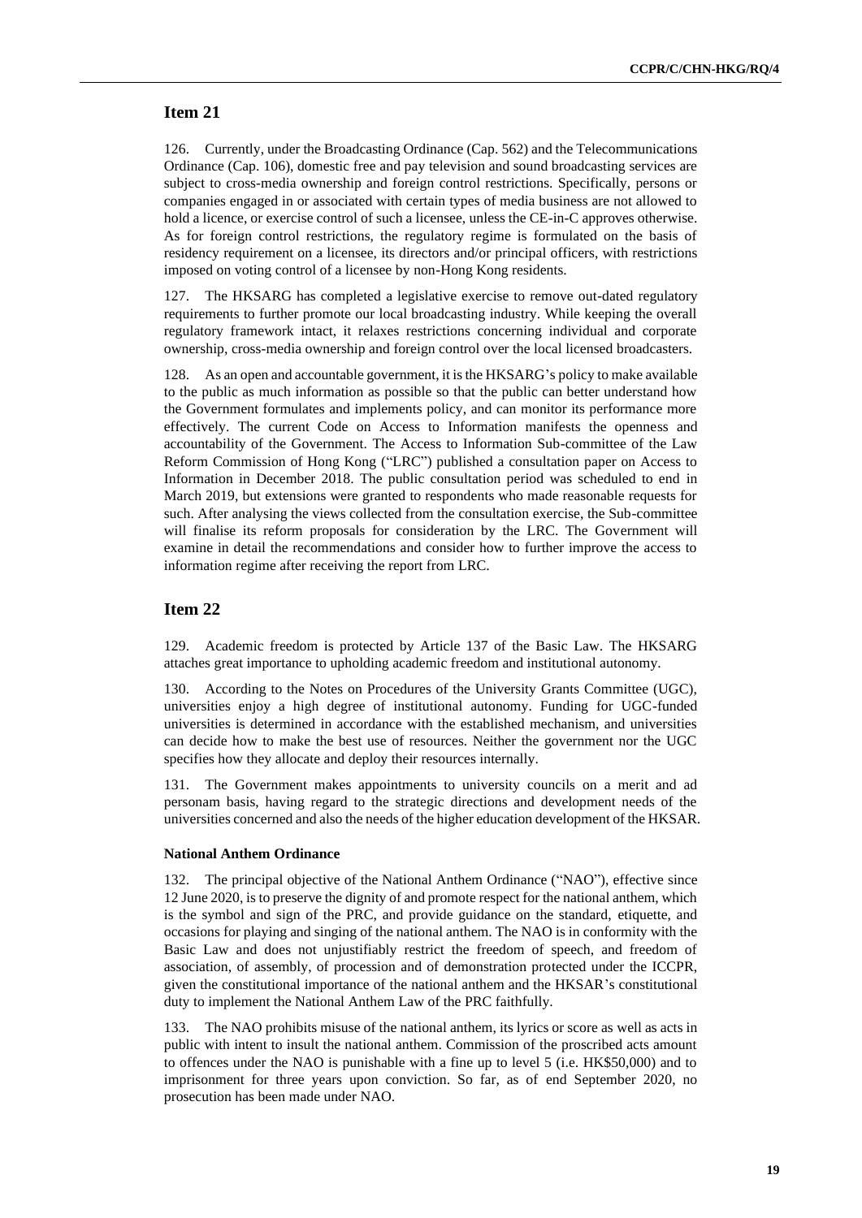## Item 21

126. Currently, under the Broadcasting Ordinance (Cap. 562) and the Telecommunications Ordinance (Cap. 106), domestic free and pay television and sound broadcasting services are subject to cross-media ownership and foreign control restrictions. Specifically, persons or companies engaged in or associated with certain types of media business are not allowed to hold a licence, or exercise control of such a licensee, unless the CE-in-C approves otherwise. As for foreign control restrictions, the regulatory regime is formulated on the basis of residency requirement on a licensee, its directors and/or principal officers, with restrictions imposed on voting control of a licensee by non-Hong Kong residents.

127. The HKSARG has completed a legislative exercise to remove out-dated regulatory requirements to further promote our local broadcasting industry. While keeping the overall regulatory framework intact, it relaxes restrictions concerning individual and corporate ownership, cross-media ownership and foreign control over the local licensed broadcasters.

128. As an open and accountable government, it is the HKSARG's policy to make available to the public as much information as possible so that the public can better understand how the Government formulates and implements policy, and can monitor its performance more effectively. The current Code on Access to Information manifests the openness and accountability of the Government. The Access to Information Sub-committee of the Law Reform Commission of Hong Kong ("LRC") published a consultation paper on Access to Information in December 2018. The public consultation period was scheduled to end in March 2019, but extensions were granted to respondents who made reasonable requests for such. After analysing the views collected from the consultation exercise, the Sub-committee will finalise its reform proposals for consideration by the LRC. The Government will examine in detail the recommendations and consider how to further improve the access to information regime after receiving the report from LRC.

## Item 22

129. Academic freedom is protected by Article 137 of the Basic Law. The HKSARG attaches great importance to upholding academic freedom and institutional autonomy.

130. According to the Notes on Procedures of the University Grants Committee (UGC), universities enjoy a high degree of institutional autonomy. Funding for UGC-funded universities is determined in accordance with the established mechanism, and universities can decide how to make the best use of resources. Neither the government nor the UGC specifies how they allocate and deploy their resources internally.

131. The Government makes appointments to university councils on a merit and ad personam basis, having regard to the strategic directions and development needs of the universities concerned and also the needs of the higher education development of the HKSAR.

### National Anthem Ordinance

132. The principal objective of the National Anthem Ordinance ("NAO"), effective since 12 June 2020, is to preserve the dignity of and promote respect for the national anthem, which is the symbol and sign of the PRC, and provide guidance on the standard, etiquette, and occasions for playing and singing of the national anthem. The NAO is in conformity with the Basic Law and does not unjustifiably restrict the freedom of speech, and freedom of association, of assembly, of procession and of demonstration protected under the ICCPR, given the constitutional importance of the national anthem and the HKSAR's constitutional duty to implement the National Anthem Law of the PRC faithfully.

133. The NAO prohibits misuse of the national anthem, its lyrics or score as well as acts in public with intent to insult the national anthem. Commission of the proscribed acts amount to offences under the NAO is punishable with a fine up to level 5 (i.e. HK$50,000) and to imprisonment for three years upon conviction. So far, as of end September 2020, no prosecution has been made under NAO.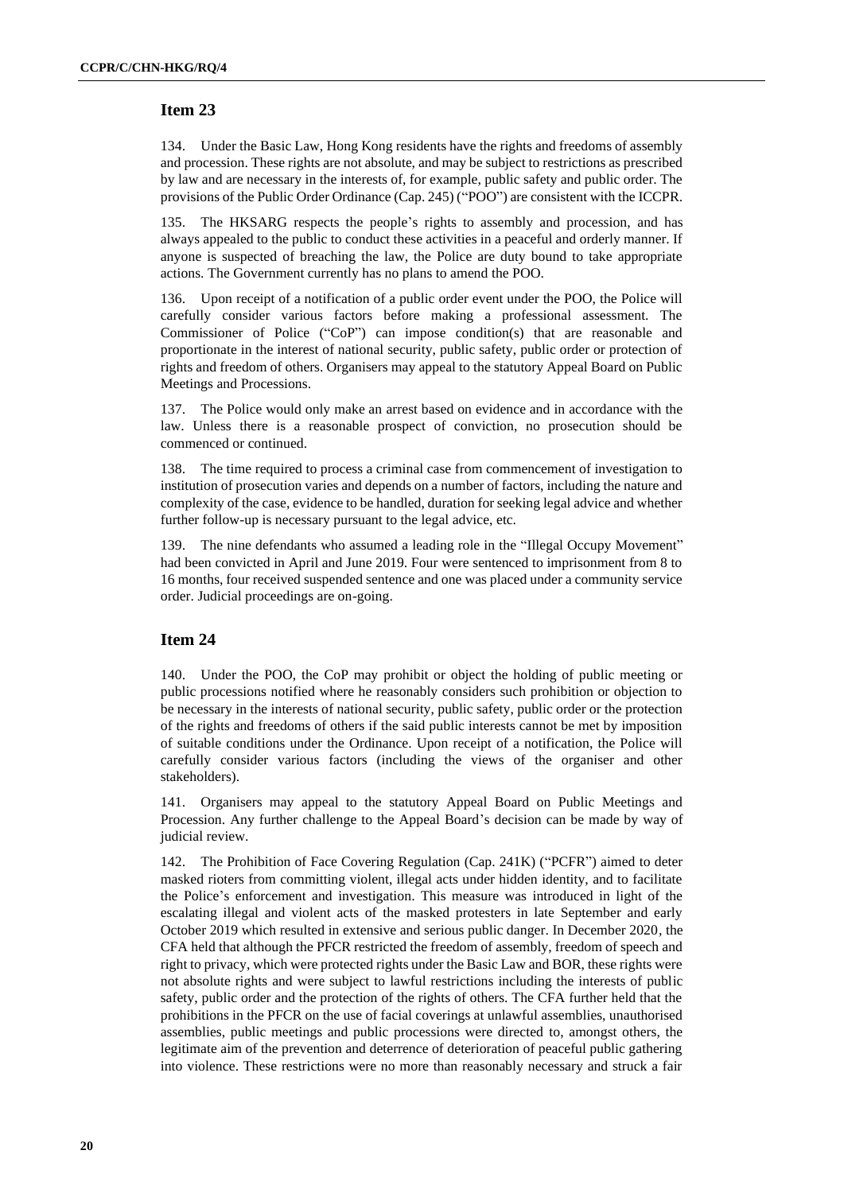## Item 23

134. Under the Basic Law, Hong Kong residents have the rights and freedoms of assembly and procession. These rights are not absolute, and may be subject to restrictions as prescribed by law and are necessary in the interests of, for example, public safety and public order. The provisions of the Public Order Ordinance (Cap. 245) ("POO") are consistent with the ICCPR.

135. The HKSARG respects the people's rights to assembly and procession, and has always appealed to the public to conduct these activities in a peaceful and orderly manner. If anyone is suspected of breaching the law, the Police are duty bound to take appropriate actions. The Government currently has no plans to amend the POO.

136. Upon receipt of a notification of a public order event under the POO, the Police will carefully consider various factors before making a professional assessment. The Commissioner of Police ("CoP") can impose condition(s) that are reasonable and proportionate in the interest of national security, public safety, public order or protection of rights and freedom of others. Organisers may appeal to the statutory Appeal Board on Public Meetings and Processions.

137. The Police would only make an arrest based on evidence and in accordance with the law. Unless there is a reasonable prospect of conviction, no prosecution should be commenced or continued.

138. The time required to process a criminal case from commencement of investigation to institution of prosecution varies and depends on a number of factors, including the nature and complexity of the case, evidence to be handled, duration for seeking legal advice and whether further follow-up is necessary pursuant to the legal advice, etc.

139. The nine defendants who assumed a leading role in the "Illegal Occupy Movement" had been convicted in April and June 2019. Four were sentenced to imprisonment from 8 to 16 months, four received suspended sentence and one was placed under a community service order. Judicial proceedings are on-going.

## Item 24

140. Under the POO, the CoP may prohibit or object the holding of public meeting or public processions notified where he reasonably considers such prohibition or objection to be necessary in the interests of national security, public safety, public order or the protection of the rights and freedoms of others if the said public interests cannot be met by imposition of suitable conditions under the Ordinance. Upon receipt of a notification, the Police will carefully consider various factors (including the views of the organiser and other stakeholders).

141. Organisers may appeal to the statutory Appeal Board on Public Meetings and Procession. Any further challenge to the Appeal Board's decision can be made by way of judicial review.

142. The Prohibition of Face Covering Regulation (Cap. 241K) ("PCFR") aimed to deter masked rioters from committing violent, illegal acts under hidden identity, and to facilitate the Police's enforcement and investigation. This measure was introduced in light of the escalating illegal and violent acts of the masked protesters in late September and early October 2019 which resulted in extensive and serious public danger. In December 2020, the CFA held that although the PFCR restricted the freedom of assembly, freedom of speech and right to privacy, which were protected rights under the Basic Law and BOR, these rights were not absolute rights and were subject to lawful restrictions including the interests of public safety, public order and the protection of the rights of others. The CFA further held that the prohibitions in the PFCR on the use of facial coverings at unlawful assemblies, unauthorised assemblies, public meetings and public processions were directed to, amongst others, the legitimate aim of the prevention and deterrence of deterioration of peaceful public gathering into violence. These restrictions were no more than reasonably necessary and struck a fair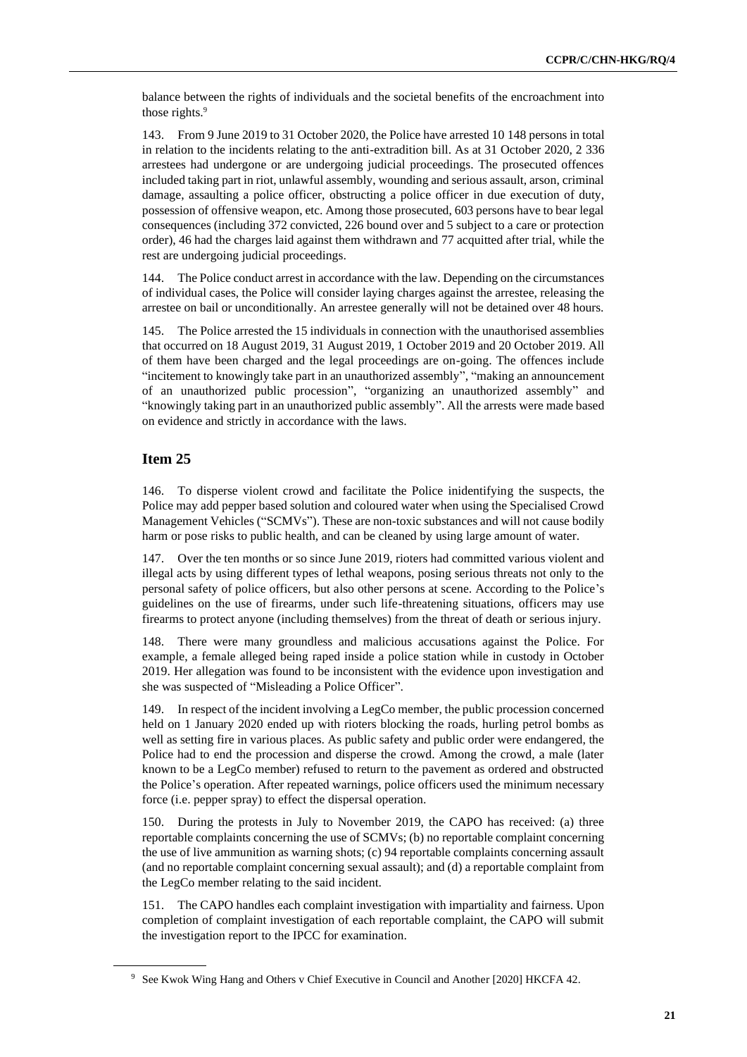balance between the rights of individuals and the societal benefits of the encroachment into those rights.[9]

143. From 9 June 2019 to 31 October 2020, the Police have arrested 10 148 persons in total in relation to the incidents relating to the anti-extradition bill. As at 31 October 2020, 2 336 arrestees had undergone or are undergoing judicial proceedings. The prosecuted offences included taking part in riot, unlawful assembly, wounding and serious assault, arson, criminal damage, assaulting a police officer, obstructing a police officer in due execution of duty, possession of offensive weapon, etc. Among those prosecuted, 603 persons have to bear legal consequences (including 372 convicted, 226 bound over and 5 subject to a care or protection order), 46 had the charges laid against them withdrawn and 77 acquitted after trial, while the rest are undergoing judicial proceedings.

144. The Police conduct arrest in accordance with the law. Depending on the circumstances of individual cases, the Police will consider laying charges against the arrestee, releasing the arrestee on bail or unconditionally. An arrestee generally will not be detained over 48 hours.

145. The Police arrested the 15 individuals in connection with the unauthorised assemblies that occurred on 18 August 2019, 31 August 2019, 1 October 2019 and 20 October 2019. All of them have been charged and the legal proceedings are on-going. The offences include "incitement to knowingly take part in an unauthorized assembly", "making an announcement of an unauthorized public procession", "organizing an unauthorized assembly" and "knowingly taking part in an unauthorized public assembly". All the arrests were made based on evidence and strictly in accordance with the laws.

## Item 25

146. To disperse violent crowd and facilitate the Police inidentifying the suspects, the Police may add pepper based solution and coloured water when using the Specialised Crowd Management Vehicles ("SCMVs"). These are non-toxic substances and will not cause bodily harm or pose risks to public health, and can be cleaned by using large amount of water.

147. Over the ten months or so since June 2019, rioters had committed various violent and illegal acts by using different types of lethal weapons, posing serious threats not only to the personal safety of police officers, but also other persons at scene. According to the Police's guidelines on the use of firearms, under such life-threatening situations, officers may use firearms to protect anyone (including themselves) from the threat of death or serious injury.

148. There were many groundless and malicious accusations against the Police. For example, a female alleged being raped inside a police station while in custody in October 2019. Her allegation was found to be inconsistent with the evidence upon investigation and she was suspected of "Misleading a Police Officer".

149. In respect of the incident involving a LegCo member, the public procession concerned held on 1 January 2020 ended up with rioters blocking the roads, hurling petrol bombs as well as setting fire in various places. As public safety and public order were endangered, the Police had to end the procession and disperse the crowd. Among the crowd, a male (later known to be a LegCo member) refused to return to the pavement as ordered and obstructed the Police's operation. After repeated warnings, police officers used the minimum necessary force (i.e. pepper spray) to effect the dispersal operation.

150. During the protests in July to November 2019, the CAPO has received: (a) three reportable complaints concerning the use of SCMVs; (b) no reportable complaint concerning the use of live ammunition as warning shots; (c) 94 reportable complaints concerning assault (and no reportable complaint concerning sexual assault); and (d) a reportable complaint from the LegCo member relating to the said incident.

151. The CAPO handles each complaint investigation with impartiality and fairness. Upon completion of complaint investigation of each reportable complaint, the CAPO will submit the investigation report to the IPCC for examination.

[9] See Kwok Wing Hang and Others v Chief Executive in Council and Another [2020] HKCFA 42.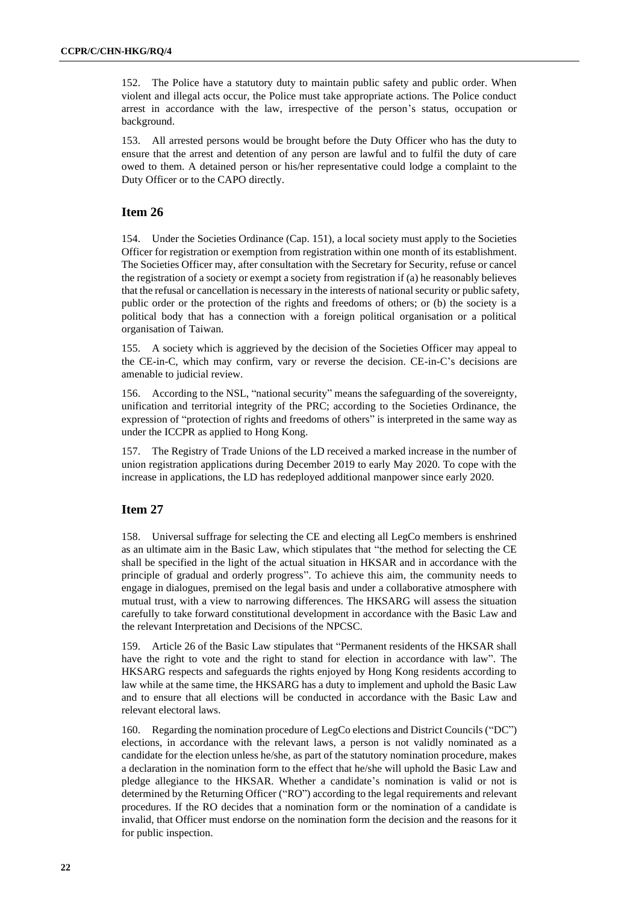152. The Police have a statutory duty to maintain public safety and public order. When violent and illegal acts occur, the Police must take appropriate actions. The Police conduct arrest in accordance with the law, irrespective of the person's status, occupation or background.

153. All arrested persons would be brought before the Duty Officer who has the duty to ensure that the arrest and detention of any person are lawful and to fulfil the duty of care owed to them. A detained person or his/her representative could lodge a complaint to the Duty Officer or to the CAPO directly.

## Item 26

154. Under the Societies Ordinance (Cap. 151), a local society must apply to the Societies Officer for registration or exemption from registration within one month of its establishment. The Societies Officer may, after consultation with the Secretary for Security, refuse or cancel the registration of a society or exempt a society from registration if (a) he reasonably believes that the refusal or cancellation is necessary in the interests of national security or public safety, public order or the protection of the rights and freedoms of others; or (b) the society is a political body that has a connection with a foreign political organisation or a political organisation of Taiwan.

155. A society which is aggrieved by the decision of the Societies Officer may appeal to the CE-in-C, which may confirm, vary or reverse the decision. CE-in-C's decisions are amenable to judicial review.

156. According to the NSL, "national security" means the safeguarding of the sovereignty, unification and territorial integrity of the PRC; according to the Societies Ordinance, the expression of "protection of rights and freedoms of others" is interpreted in the same way as under the ICCPR as applied to Hong Kong.

157. The Registry of Trade Unions of the LD received a marked increase in the number of union registration applications during December 2019 to early May 2020. To cope with the increase in applications, the LD has redeployed additional manpower since early 2020.

## Item 27

158. Universal suffrage for selecting the CE and electing all LegCo members is enshrined as an ultimate aim in the Basic Law, which stipulates that "the method for selecting the CE shall be specified in the light of the actual situation in HKSAR and in accordance with the principle of gradual and orderly progress". To achieve this aim, the community needs to engage in dialogues, premised on the legal basis and under a collaborative atmosphere with mutual trust, with a view to narrowing differences. The HKSARG will assess the situation carefully to take forward constitutional development in accordance with the Basic Law and the relevant Interpretation and Decisions of the NPCSC.

159. Article 26 of the Basic Law stipulates that "Permanent residents of the HKSAR shall have the right to vote and the right to stand for election in accordance with law". The HKSARG respects and safeguards the rights enjoyed by Hong Kong residents according to law while at the same time, the HKSARG has a duty to implement and uphold the Basic Law and to ensure that all elections will be conducted in accordance with the Basic Law and relevant electoral laws.

160. Regarding the nomination procedure of LegCo elections and District Councils ("DC") elections, in accordance with the relevant laws, a person is not validly nominated as a candidate for the election unless he/she, as part of the statutory nomination procedure, makes a declaration in the nomination form to the effect that he/she will uphold the Basic Law and pledge allegiance to the HKSAR. Whether a candidate's nomination is valid or not is determined by the Returning Officer ("RO") according to the legal requirements and relevant procedures. If the RO decides that a nomination form or the nomination of a candidate is invalid, that Officer must endorse on the nomination form the decision and the reasons for it for public inspection.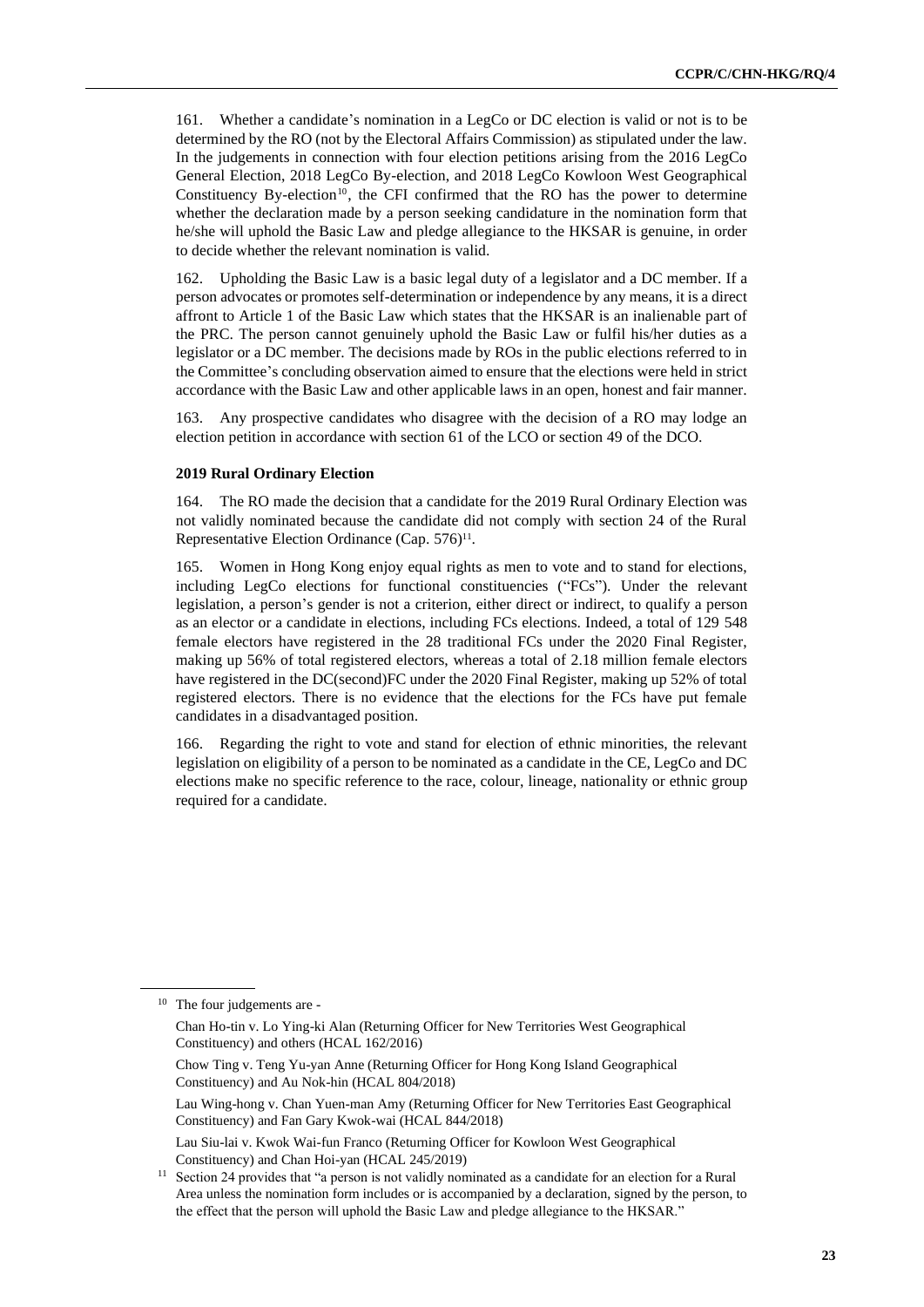161. Whether a candidate's nomination in a LegCo or DC election is valid or not is to be determined by the RO (not by the Electoral Affairs Commission) as stipulated under the law. In the judgements in connection with four election petitions arising from the 2016 LegCo General Election, 2018 LegCo By-election, and 2018 LegCo Kowloon West Geographical Constituency By-election[10], the CFI confirmed that the RO has the power to determine whether the declaration made by a person seeking candidature in the nomination form that he/she will uphold the Basic Law and pledge allegiance to the HKSAR is genuine, in order to decide whether the relevant nomination is valid.

162. Upholding the Basic Law is a basic legal duty of a legislator and a DC member. If a person advocates or promotes self-determination or independence by any means, it is a direct affront to Article 1 of the Basic Law which states that the HKSAR is an inalienable part of the PRC. The person cannot genuinely uphold the Basic Law or fulfil his/her duties as a legislator or a DC member. The decisions made by ROs in the public elections referred to in the Committee's concluding observation aimed to ensure that the elections were held in strict accordance with the Basic Law and other applicable laws in an open, honest and fair manner.

163. Any prospective candidates who disagree with the decision of a RO may lodge an election petition in accordance with section 61 of the LCO or section 49 of the DCO.

**2019 Rural Ordinary Election**

164. The RO made the decision that a candidate for the 2019 Rural Ordinary Election was not validly nominated because the candidate did not comply with section 24 of the Rural Representative Election Ordinance (Cap. 576)[11].

165. Women in Hong Kong enjoy equal rights as men to vote and to stand for elections, including LegCo elections for functional constituencies ("FCs"). Under the relevant legislation, a person's gender is not a criterion, either direct or indirect, to qualify a person as an elector or a candidate in elections, including FCs elections. Indeed, a total of 129 548 female electors have registered in the 28 traditional FCs under the 2020 Final Register, making up 56% of total registered electors, whereas a total of 2.18 million female electors have registered in the DC(second)FC under the 2020 Final Register, making up 52% of total registered electors. There is no evidence that the elections for the FCs have put female candidates in a disadvantaged position.

166. Regarding the right to vote and stand for election of ethnic minorities, the relevant legislation on eligibility of a person to be nominated as a candidate in the CE, LegCo and DC elections make no specific reference to the race, colour, lineage, nationality or ethnic group required for a candidate.

---

[10] The four judgements are -

Chan Ho-tin v. Lo Ying-ki Alan (Returning Officer for New Territories West Geographical Constituency) and others (HCAL 162/2016)

Chow Ting v. Teng Yu-yan Anne (Returning Officer for Hong Kong Island Geographical Constituency) and Au Nok-hin (HCAL 804/2018)

Lau Wing-hong v. Chan Yuen-man Amy (Returning Officer for New Territories East Geographical Constituency) and Fan Gary Kwok-wai (HCAL 844/2018)

Lau Siu-lai v. Kwok Wai-fun Franco (Returning Officer for Kowloon West Geographical Constituency) and Chan Hoi-yan (HCAL 245/2019)

[11] Section 24 provides that "a person is not validly nominated as a candidate for an election for a Rural Area unless the nomination form includes or is accompanied by a declaration, signed by the person, to the effect that the person will uphold the Basic Law and pledge allegiance to the HKSAR."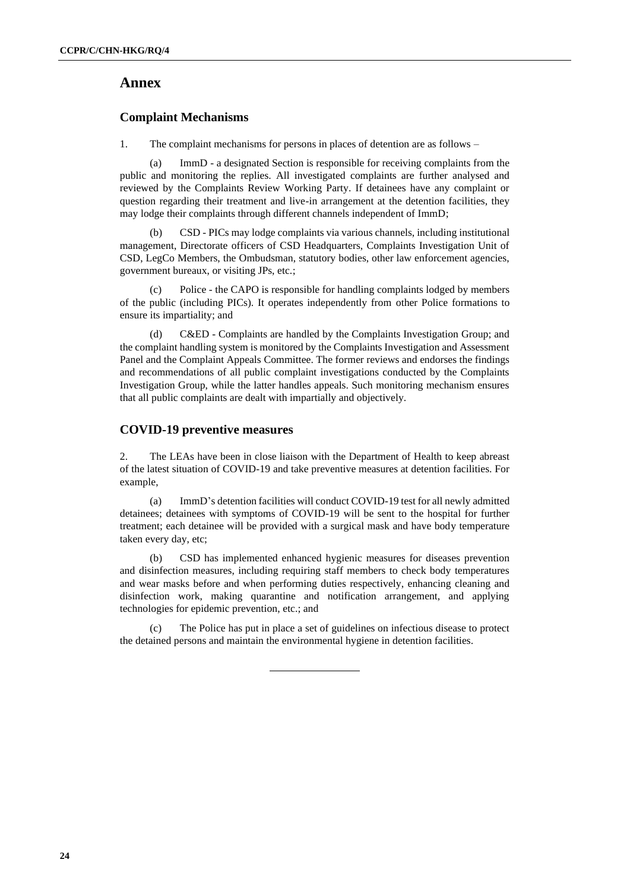## Annex

### Complaint Mechanisms

1. The complaint mechanisms for persons in places of detention are as follows –

(a) ImmD - a designated Section is responsible for receiving complaints from the public and monitoring the replies. All investigated complaints are further analysed and reviewed by the Complaints Review Working Party. If detainees have any complaint or question regarding their treatment and live-in arrangement at the detention facilities, they may lodge their complaints through different channels independent of ImmD;

(b) CSD - PICs may lodge complaints via various channels, including institutional management, Directorate officers of CSD Headquarters, Complaints Investigation Unit of CSD, LegCo Members, the Ombudsman, statutory bodies, other law enforcement agencies, government bureaux, or visiting JPs, etc.;

(c) Police - the CAPO is responsible for handling complaints lodged by members of the public (including PICs). It operates independently from other Police formations to ensure its impartiality; and

(d) C&ED - Complaints are handled by the Complaints Investigation Group; and the complaint handling system is monitored by the Complaints Investigation and Assessment Panel and the Complaint Appeals Committee. The former reviews and endorses the findings and recommendations of all public complaint investigations conducted by the Complaints Investigation Group, while the latter handles appeals. Such monitoring mechanism ensures that all public complaints are dealt with impartially and objectively.

### COVID-19 preventive measures

2. The LEAs have been in close liaison with the Department of Health to keep abreast of the latest situation of COVID-19 and take preventive measures at detention facilities. For example,

(a) ImmD's detention facilities will conduct COVID-19 test for all newly admitted detainees; detainees with symptoms of COVID-19 will be sent to the hospital for further treatment; each detainee will be provided with a surgical mask and have body temperature taken every day, etc;

(b) CSD has implemented enhanced hygienic measures for diseases prevention and disinfection measures, including requiring staff members to check body temperatures and wear masks before and when performing duties respectively, enhancing cleaning and disinfection work, making quarantine and notification arrangement, and applying technologies for epidemic prevention, etc.; and

(c) The Police has put in place a set of guidelines on infectious disease to protect the detained persons and maintain the environmental hygiene in detention facilities.